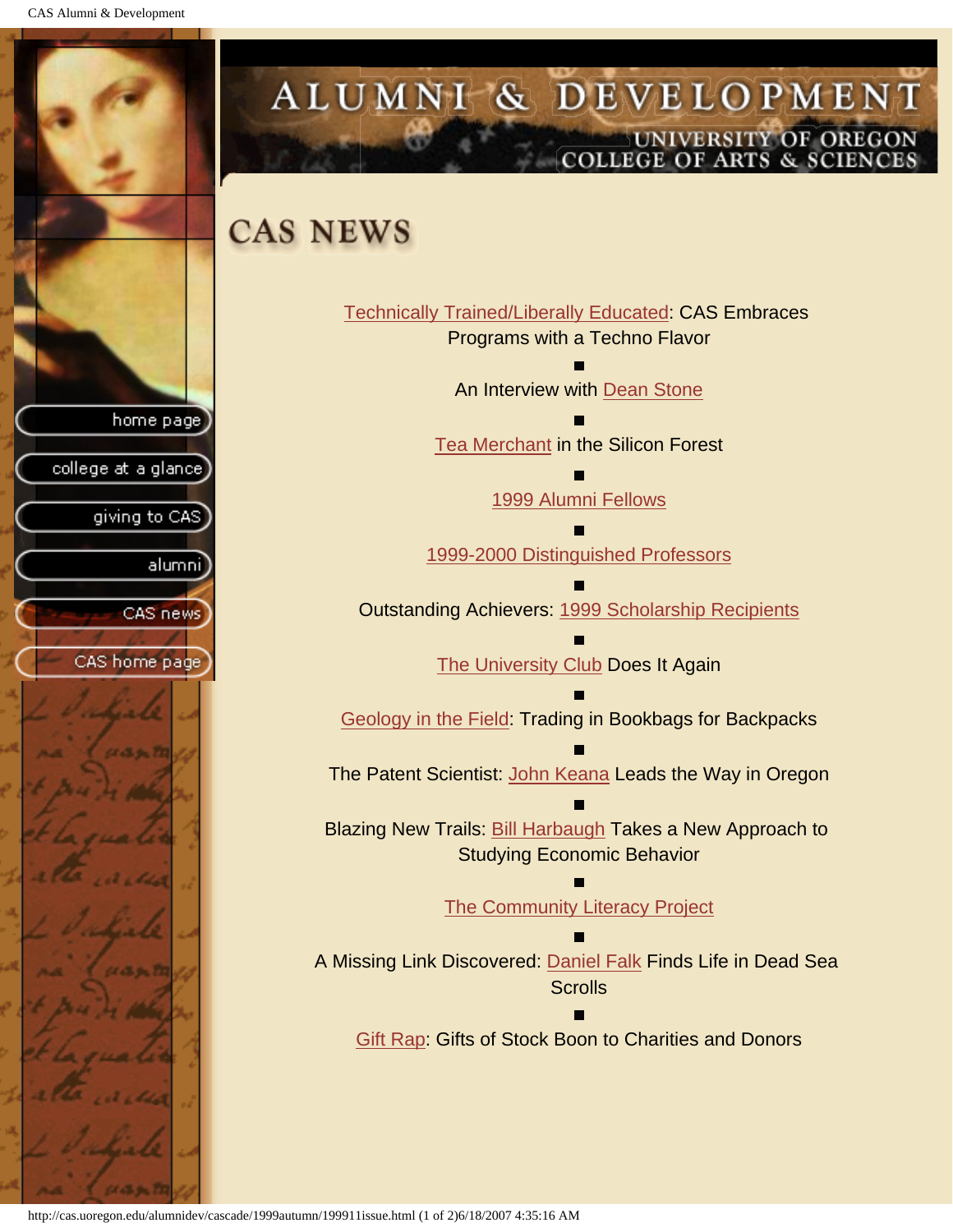# ALUMNI & DEVELOPMENT

UNIVERSITY OF OREGON
COLLEGE OF ARTS & SCIENCES

- home page
- college at a glance
- giving to CAS
- alumni
- CAS news
- CAS home page

## CAS NEWS

Technically Trained/Liberally Educated: CAS Embraces Programs with a Techno Flavor

■

An Interview with Dean Stone

■

Tea Merchant in the Silicon Forest

■

1999 Alumni Fellows

■

1999-2000 Distinguished Professors

■

Outstanding Achievers: 1999 Scholarship Recipients

■

The University Club Does It Again

■

Geology in the Field: Trading in Bookbags for Backpacks

■

The Patent Scientist: John Keana Leads the Way in Oregon

■

Blazing New Trails: Bill Harbaugh Takes a New Approach to Studying Economic Behavior

■

The Community Literacy Project

■

A Missing Link Discovered: Daniel Falk Finds Life in Dead Sea Scrolls

■

Gift Rap: Gifts of Stock Boon to Charities and Donors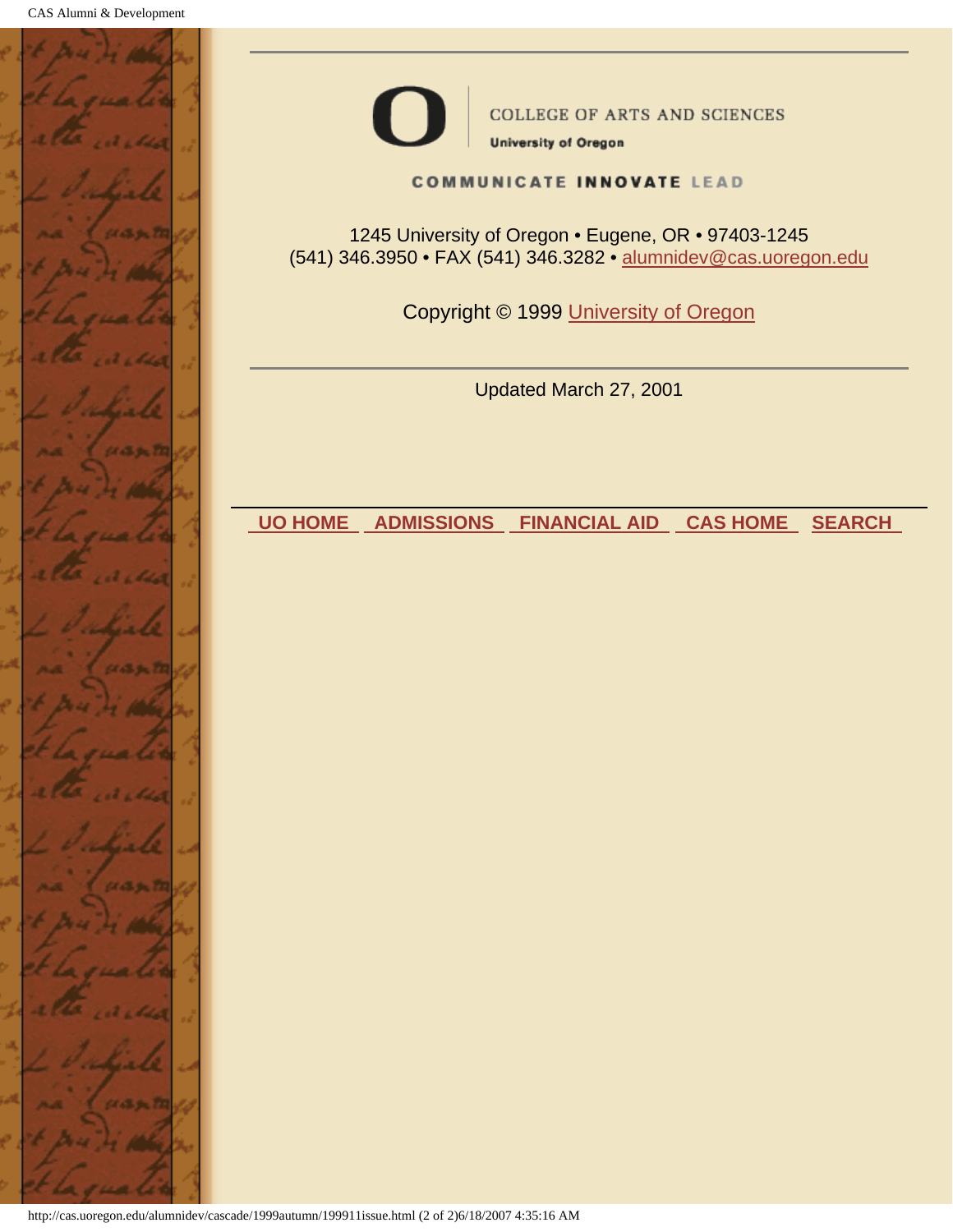COLLEGE OF ARTS AND SCIENCES

University of Oregon

COMMUNICATE INNOVATE LEAD

1245 University of Oregon • Eugene, OR • 97403-1245
(541) 346.3950 • FAX (541) 346.3282 • alumnidev@cas.uoregon.edu

Copyright © 1999 University of Oregon

---

Updated March 27, 2001

---

**UO HOME** **ADMISSIONS** **FINANCIAL AID** **CAS HOME** **SEARCH**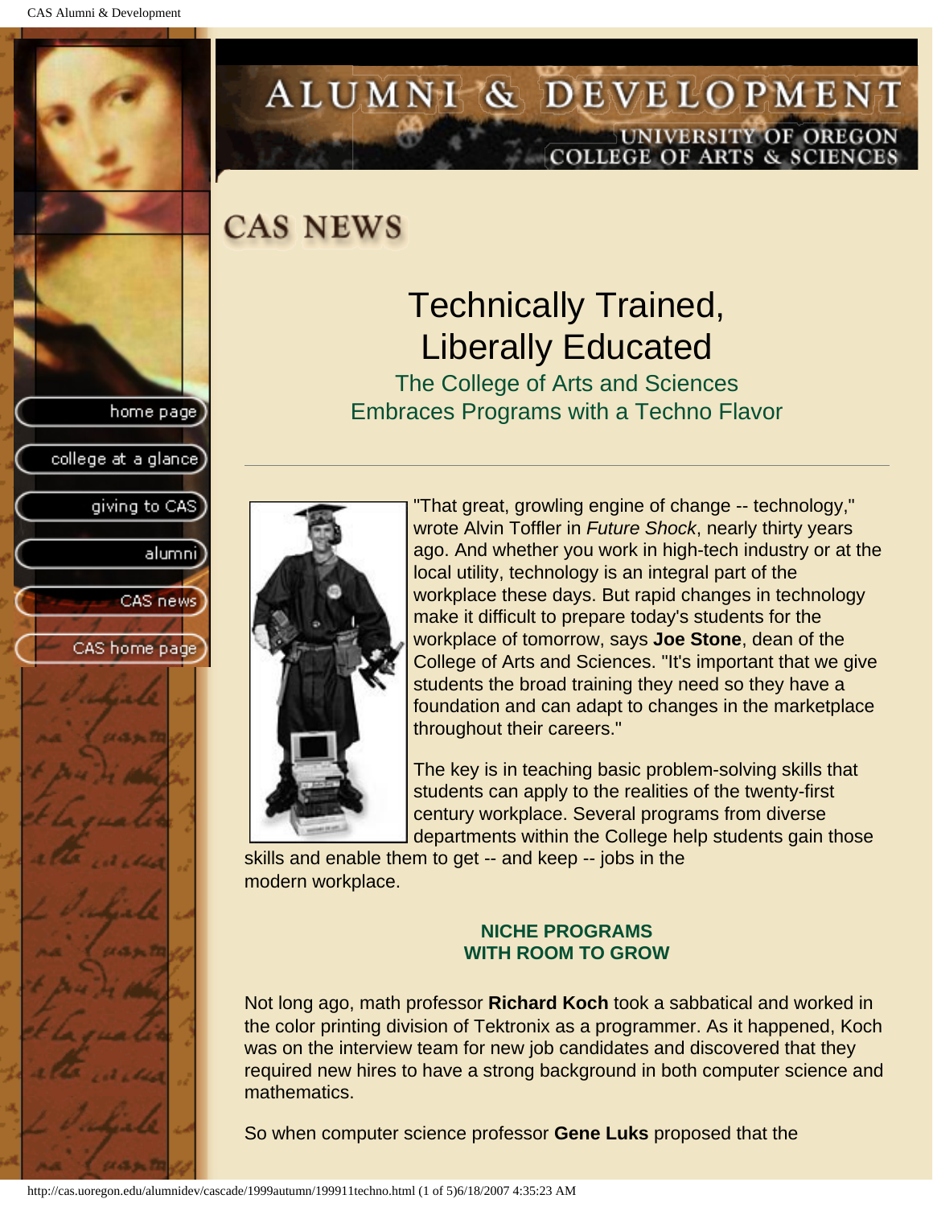# CAS NEWS

## Technically Trained, Liberally Educated

### The College of Arts and Sciences Embraces Programs with a Techno Flavor

---

"That great, growling engine of change -- technology," wrote Alvin Toffler in *Future Shock*, nearly thirty years ago. And whether you work in high-tech industry or at the local utility, technology is an integral part of the workplace these days. But rapid changes in technology make it difficult to prepare today's students for the workplace of tomorrow, says **Joe Stone**, dean of the College of Arts and Sciences. "It's important that we give students the broad training they need so they have a foundation and can adapt to changes in the marketplace throughout their careers."

The key is in teaching basic problem-solving skills that students can apply to the realities of the twenty-first century workplace. Several programs from diverse departments within the College help students gain those skills and enable them to get -- and keep -- jobs in the modern workplace.

**NICHE PROGRAMS WITH ROOM TO GROW**

Not long ago, math professor **Richard Koch** took a sabbatical and worked in the color printing division of Tektronix as a programmer. As it happened, Koch was on the interview team for new job candidates and discovered that they required new hires to have a strong background in both computer science and mathematics.

So when computer science professor **Gene Luks** proposed that the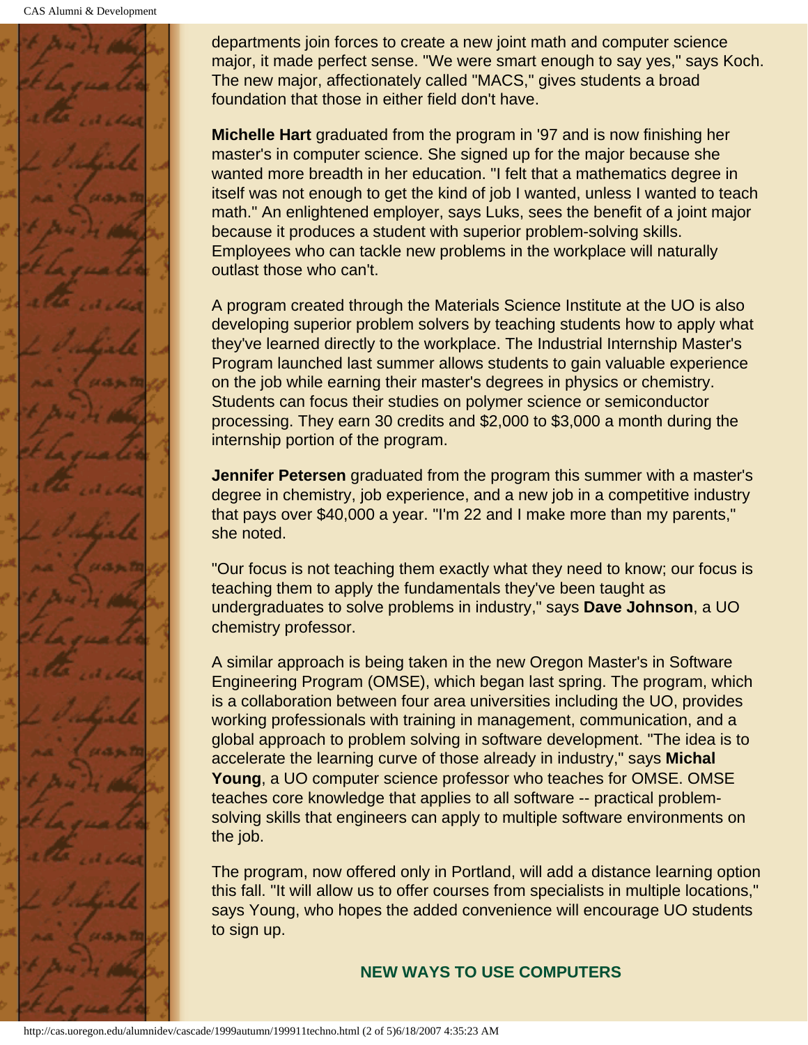departments join forces to create a new joint math and computer science major, it made perfect sense. "We were smart enough to say yes," says Koch. The new major, affectionately called "MACS," gives students a broad foundation that those in either field don't have.

**Michelle Hart** graduated from the program in '97 and is now finishing her master's in computer science. She signed up for the major because she wanted more breadth in her education. "I felt that a mathematics degree in itself was not enough to get the kind of job I wanted, unless I wanted to teach math." An enlightened employer, says Luks, sees the benefit of a joint major because it produces a student with superior problem-solving skills. Employees who can tackle new problems in the workplace will naturally outlast those who can't.

A program created through the Materials Science Institute at the UO is also developing superior problem solvers by teaching students how to apply what they've learned directly to the workplace. The Industrial Internship Master's Program launched last summer allows students to gain valuable experience on the job while earning their master's degrees in physics or chemistry. Students can focus their studies on polymer science or semiconductor processing. They earn 30 credits and $2,000 to $3,000 a month during the internship portion of the program.

**Jennifer Petersen** graduated from the program this summer with a master's degree in chemistry, job experience, and a new job in a competitive industry that pays over $40,000 a year. "I'm 22 and I make more than my parents," she noted.

"Our focus is not teaching them exactly what they need to know; our focus is teaching them to apply the fundamentals they've been taught as undergraduates to solve problems in industry," says **Dave Johnson**, a UO chemistry professor.

A similar approach is being taken in the new Oregon Master's in Software Engineering Program (OMSE), which began last spring. The program, which is a collaboration between four area universities including the UO, provides working professionals with training in management, communication, and a global approach to problem solving in software development. "The idea is to accelerate the learning curve of those already in industry," says **Michal Young**, a UO computer science professor who teaches for OMSE. OMSE teaches core knowledge that applies to all software -- practical problem-solving skills that engineers can apply to multiple software environments on the job.

The program, now offered only in Portland, will add a distance learning option this fall. "It will allow us to offer courses from specialists in multiple locations," says Young, who hopes the added convenience will encourage UO students to sign up.

## NEW WAYS TO USE COMPUTERS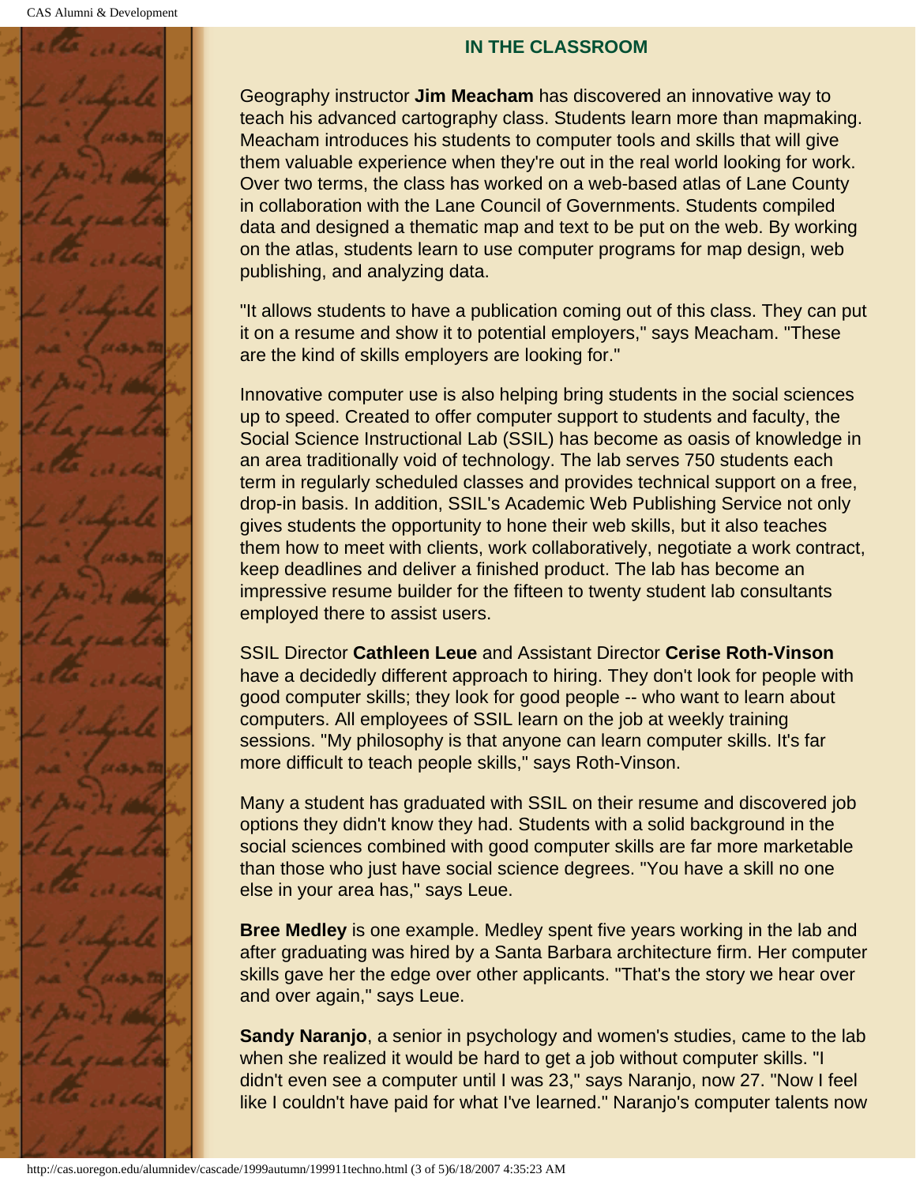## IN THE CLASSROOM

Geography instructor **Jim Meacham** has discovered an innovative way to teach his advanced cartography class. Students learn more than mapmaking. Meacham introduces his students to computer tools and skills that will give them valuable experience when they're out in the real world looking for work. Over two terms, the class has worked on a web-based atlas of Lane County in collaboration with the Lane Council of Governments. Students compiled data and designed a thematic map and text to be put on the web. By working on the atlas, students learn to use computer programs for map design, web publishing, and analyzing data.

"It allows students to have a publication coming out of this class. They can put it on a resume and show it to potential employers," says Meacham. "These are the kind of skills employers are looking for."

Innovative computer use is also helping bring students in the social sciences up to speed. Created to offer computer support to students and faculty, the Social Science Instructional Lab (SSIL) has become as oasis of knowledge in an area traditionally void of technology. The lab serves 750 students each term in regularly scheduled classes and provides technical support on a free, drop-in basis. In addition, SSIL's Academic Web Publishing Service not only gives students the opportunity to hone their web skills, but it also teaches them how to meet with clients, work collaboratively, negotiate a work contract, keep deadlines and deliver a finished product. The lab has become an impressive resume builder for the fifteen to twenty student lab consultants employed there to assist users.

SSIL Director **Cathleen Leue** and Assistant Director **Cerise Roth-Vinson** have a decidedly different approach to hiring. They don't look for people with good computer skills; they look for good people -- who want to learn about computers. All employees of SSIL learn on the job at weekly training sessions. "My philosophy is that anyone can learn computer skills. It's far more difficult to teach people skills," says Roth-Vinson.

Many a student has graduated with SSIL on their resume and discovered job options they didn't know they had. Students with a solid background in the social sciences combined with good computer skills are far more marketable than those who just have social science degrees. "You have a skill no one else in your area has," says Leue.

**Bree Medley** is one example. Medley spent five years working in the lab and after graduating was hired by a Santa Barbara architecture firm. Her computer skills gave her the edge over other applicants. "That's the story we hear over and over again," says Leue.

**Sandy Naranjo**, a senior in psychology and women's studies, came to the lab when she realized it would be hard to get a job without computer skills. "I didn't even see a computer until I was 23," says Naranjo, now 27. "Now I feel like I couldn't have paid for what I've learned." Naranjo's computer talents now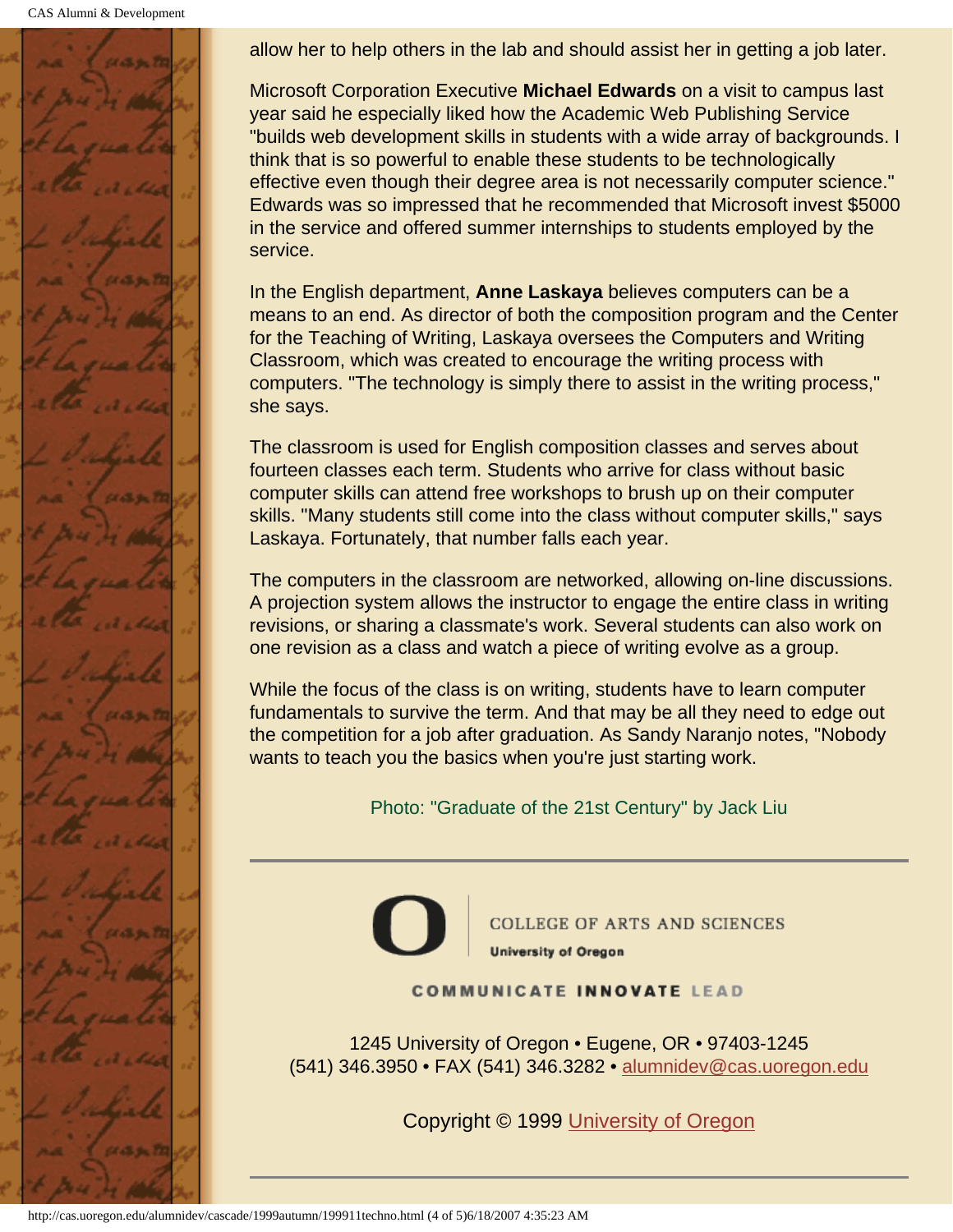allow her to help others in the lab and should assist her in getting a job later.

Microsoft Corporation Executive **Michael Edwards** on a visit to campus last year said he especially liked how the Academic Web Publishing Service "builds web development skills in students with a wide array of backgrounds. I think that is so powerful to enable these students to be technologically effective even though their degree area is not necessarily computer science." Edwards was so impressed that he recommended that Microsoft invest $5000 in the service and offered summer internships to students employed by the service.

In the English department, **Anne Laskaya** believes computers can be a means to an end. As director of both the composition program and the Center for the Teaching of Writing, Laskaya oversees the Computers and Writing Classroom, which was created to encourage the writing process with computers. "The technology is simply there to assist in the writing process," she says.

The classroom is used for English composition classes and serves about fourteen classes each term. Students who arrive for class without basic computer skills can attend free workshops to brush up on their computer skills. "Many students still come into the class without computer skills," says Laskaya. Fortunately, that number falls each year.

The computers in the classroom are networked, allowing on-line discussions. A projection system allows the instructor to engage the entire class in writing revisions, or sharing a classmate's work. Several students can also work on one revision as a class and watch a piece of writing evolve as a group.

While the focus of the class is on writing, students have to learn computer fundamentals to survive the term. And that may be all they need to edge out the competition for a job after graduation. As Sandy Naranjo notes, "Nobody wants to teach you the basics when you're just starting work.

Photo: "Graduate of the 21st Century" by Jack Liu

---

COLLEGE OF ARTS AND SCIENCES
University of Oregon

COMMUNICATE INNOVATE LEAD

1245 University of Oregon • Eugene, OR • 97403-1245
(541) 346.3950 • FAX (541) 346.3282 • alumnidev@cas.uoregon.edu

Copyright © 1999 University of Oregon

---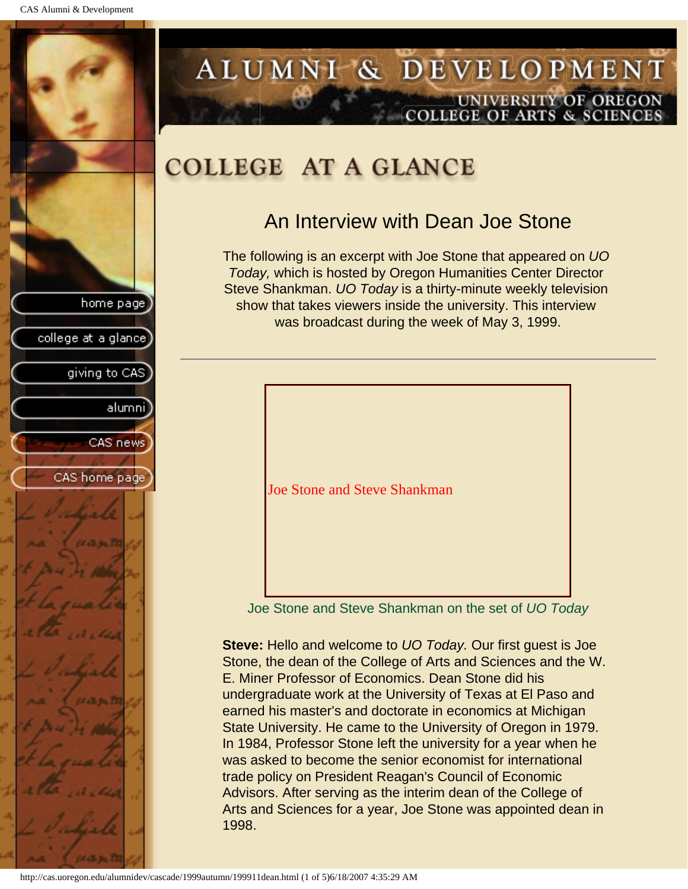# COLLEGE AT A GLANCE

## An Interview with Dean Joe Stone

The following is an excerpt with Joe Stone that appeared on *UO Today,* which is hosted by Oregon Humanities Center Director Steve Shankman. *UO Today* is a thirty-minute weekly television show that takes viewers inside the university. This interview was broadcast during the week of May 3, 1999.

---

Joe Stone and Steve Shankman

Joe Stone and Steve Shankman on the set of *UO Today*

**Steve:** Hello and welcome to *UO Today.* Our first guest is Joe Stone, the dean of the College of Arts and Sciences and the W. E. Miner Professor of Economics. Dean Stone did his undergraduate work at the University of Texas at El Paso and earned his master's and doctorate in economics at Michigan State University. He came to the University of Oregon in 1979. In 1984, Professor Stone left the university for a year when he was asked to become the senior economist for international trade policy on President Reagan's Council of Economic Advisors. After serving as the interim dean of the College of Arts and Sciences for a year, Joe Stone was appointed dean in 1998.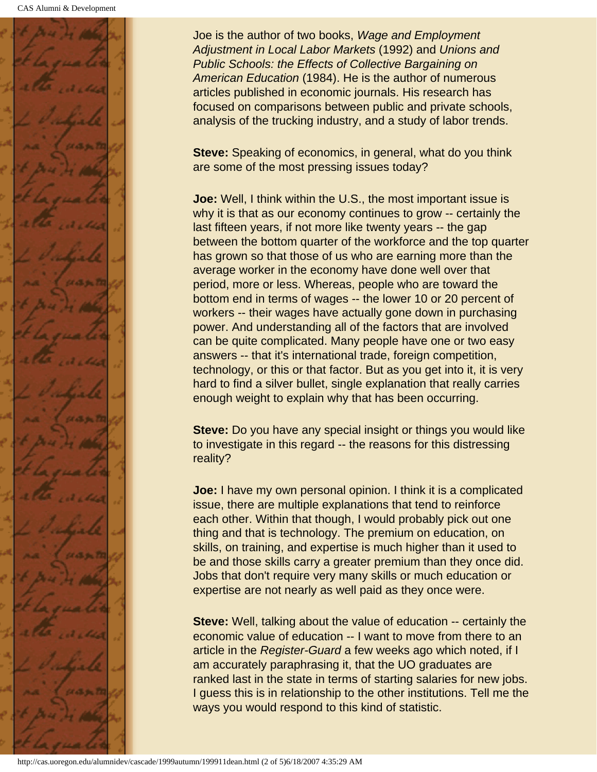Joe is the author of two books, *Wage and Employment Adjustment in Local Labor Markets* (1992) and *Unions and Public Schools: the Effects of Collective Bargaining on American Education* (1984). He is the author of numerous articles published in economic journals. His research has focused on comparisons between public and private schools, analysis of the trucking industry, and a study of labor trends.

**Steve:** Speaking of economics, in general, what do you think are some of the most pressing issues today?

**Joe:** Well, I think within the U.S., the most important issue is why it is that as our economy continues to grow -- certainly the last fifteen years, if not more like twenty years -- the gap between the bottom quarter of the workforce and the top quarter has grown so that those of us who are earning more than the average worker in the economy have done well over that period, more or less. Whereas, people who are toward the bottom end in terms of wages -- the lower 10 or 20 percent of workers -- their wages have actually gone down in purchasing power. And understanding all of the factors that are involved can be quite complicated. Many people have one or two easy answers -- that it's international trade, foreign competition, technology, or this or that factor. But as you get into it, it is very hard to find a silver bullet, single explanation that really carries enough weight to explain why that has been occurring.

**Steve:** Do you have any special insight or things you would like to investigate in this regard -- the reasons for this distressing reality?

**Joe:** I have my own personal opinion. I think it is a complicated issue, there are multiple explanations that tend to reinforce each other. Within that though, I would probably pick out one thing and that is technology. The premium on education, on skills, on training, and expertise is much higher than it used to be and those skills carry a greater premium than they once did. Jobs that don't require very many skills or much education or expertise are not nearly as well paid as they once were.

**Steve:** Well, talking about the value of education -- certainly the economic value of education -- I want to move from there to an article in the *Register-Guard* a few weeks ago which noted, if I am accurately paraphrasing it, that the UO graduates are ranked last in the state in terms of starting salaries for new jobs. I guess this is in relationship to the other institutions. Tell me the ways you would respond to this kind of statistic.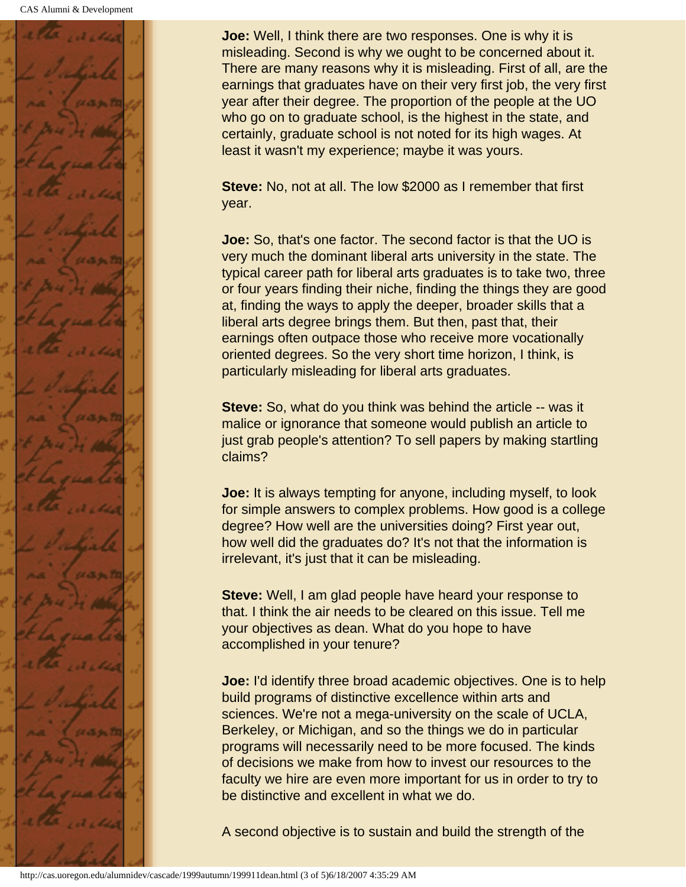**Joe:** Well, I think there are two responses. One is why it is misleading. Second is why we ought to be concerned about it. There are many reasons why it is misleading. First of all, are the earnings that graduates have on their very first job, the very first year after their degree. The proportion of the people at the UO who go on to graduate school, is the highest in the state, and certainly, graduate school is not noted for its high wages. At least it wasn't my experience; maybe it was yours.

**Steve:** No, not at all. The low $2000 as I remember that first year.

**Joe:** So, that's one factor. The second factor is that the UO is very much the dominant liberal arts university in the state. The typical career path for liberal arts graduates is to take two, three or four years finding their niche, finding the things they are good at, finding the ways to apply the deeper, broader skills that a liberal arts degree brings them. But then, past that, their earnings often outpace those who receive more vocationally oriented degrees. So the very short time horizon, I think, is particularly misleading for liberal arts graduates.

**Steve:** So, what do you think was behind the article -- was it malice or ignorance that someone would publish an article to just grab people's attention? To sell papers by making startling claims?

**Joe:** It is always tempting for anyone, including myself, to look for simple answers to complex problems. How good is a college degree? How well are the universities doing? First year out, how well did the graduates do? It's not that the information is irrelevant, it's just that it can be misleading.

**Steve:** Well, I am glad people have heard your response to that. I think the air needs to be cleared on this issue. Tell me your objectives as dean. What do you hope to have accomplished in your tenure?

**Joe:** I'd identify three broad academic objectives. One is to help build programs of distinctive excellence within arts and sciences. We're not a mega-university on the scale of UCLA, Berkeley, or Michigan, and so the things we do in particular programs will necessarily need to be more focused. The kinds of decisions we make from how to invest our resources to the faculty we hire are even more important for us in order to try to be distinctive and excellent in what we do.

A second objective is to sustain and build the strength of the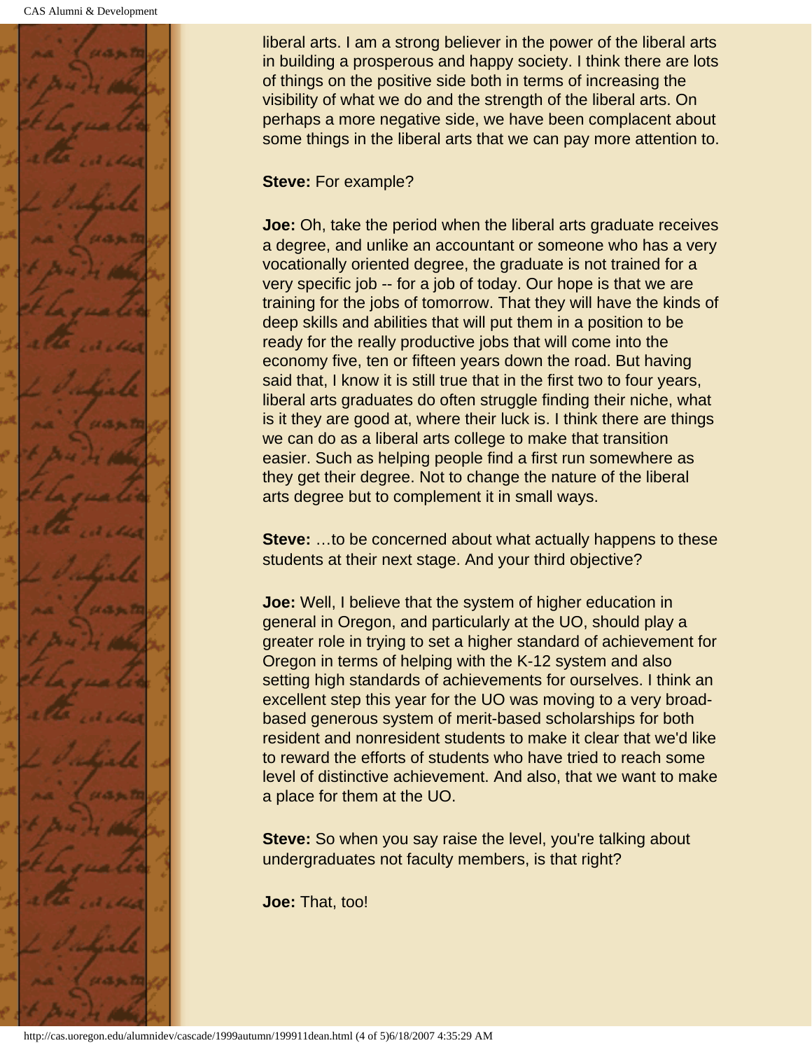liberal arts. I am a strong believer in the power of the liberal arts in building a prosperous and happy society. I think there are lots of things on the positive side both in terms of increasing the visibility of what we do and the strength of the liberal arts. On perhaps a more negative side, we have been complacent about some things in the liberal arts that we can pay more attention to.

**Steve:** For example?

**Joe:** Oh, take the period when the liberal arts graduate receives a degree, and unlike an accountant or someone who has a very vocationally oriented degree, the graduate is not trained for a very specific job -- for a job of today. Our hope is that we are training for the jobs of tomorrow. That they will have the kinds of deep skills and abilities that will put them in a position to be ready for the really productive jobs that will come into the economy five, ten or fifteen years down the road. But having said that, I know it is still true that in the first two to four years, liberal arts graduates do often struggle finding their niche, what is it they are good at, where their luck is. I think there are things we can do as a liberal arts college to make that transition easier. Such as helping people find a first run somewhere as they get their degree. Not to change the nature of the liberal arts degree but to complement it in small ways.

**Steve:** …to be concerned about what actually happens to these students at their next stage. And your third objective?

**Joe:** Well, I believe that the system of higher education in general in Oregon, and particularly at the UO, should play a greater role in trying to set a higher standard of achievement for Oregon in terms of helping with the K-12 system and also setting high standards of achievements for ourselves. I think an excellent step this year for the UO was moving to a very broad-based generous system of merit-based scholarships for both resident and nonresident students to make it clear that we'd like to reward the efforts of students who have tried to reach some level of distinctive achievement. And also, that we want to make a place for them at the UO.

**Steve:** So when you say raise the level, you're talking about undergraduates not faculty members, is that right?

**Joe:** That, too!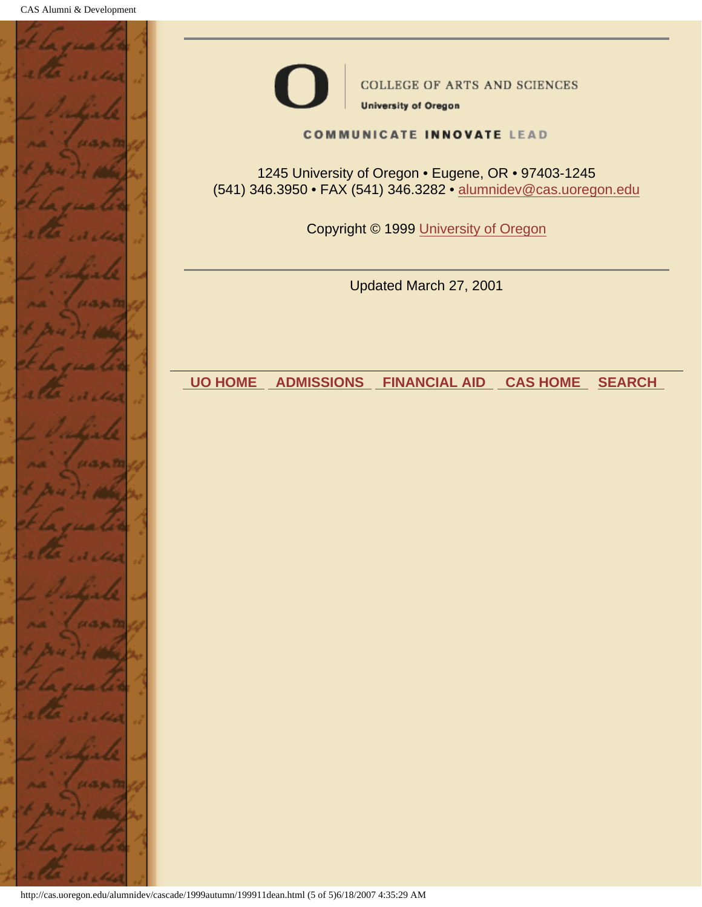COLLEGE OF ARTS AND SCIENCES

**University of Oregon**

**COMMUNICATE INNOVATE LEAD**

1245 University of Oregon • Eugene, OR • 97403-1245
(541) 346.3950 • FAX (541) 346.3282 • alumnidev@cas.uoregon.edu

Copyright © 1999 University of Oregon

---

Updated March 27, 2001

---

**UO HOME** **ADMISSIONS** **FINANCIAL AID** **CAS HOME** **SEARCH**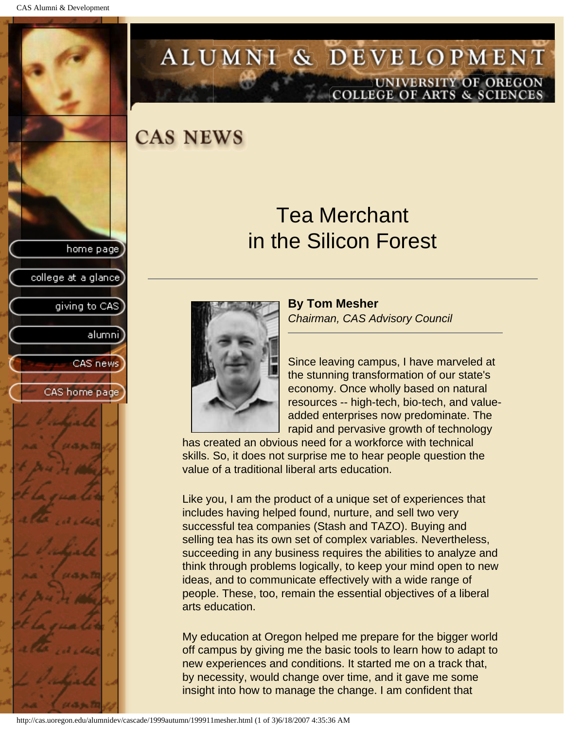# CAS NEWS

## Tea Merchant in the Silicon Forest

**By Tom Mesher**
*Chairman, CAS Advisory Council*

Since leaving campus, I have marveled at the stunning transformation of our state's economy. Once wholly based on natural resources -- high-tech, bio-tech, and value-added enterprises now predominate. The rapid and pervasive growth of technology has created an obvious need for a workforce with technical skills. So, it does not surprise me to hear people question the value of a traditional liberal arts education.

Like you, I am the product of a unique set of experiences that includes having helped found, nurture, and sell two very successful tea companies (Stash and TAZO). Buying and selling tea has its own set of complex variables. Nevertheless, succeeding in any business requires the abilities to analyze and think through problems logically, to keep your mind open to new ideas, and to communicate effectively with a wide range of people. These, too, remain the essential objectives of a liberal arts education.

My education at Oregon helped me prepare for the bigger world off campus by giving me the basic tools to learn how to adapt to new experiences and conditions. It started me on a track that, by necessity, would change over time, and it gave me some insight into how to manage the change. I am confident that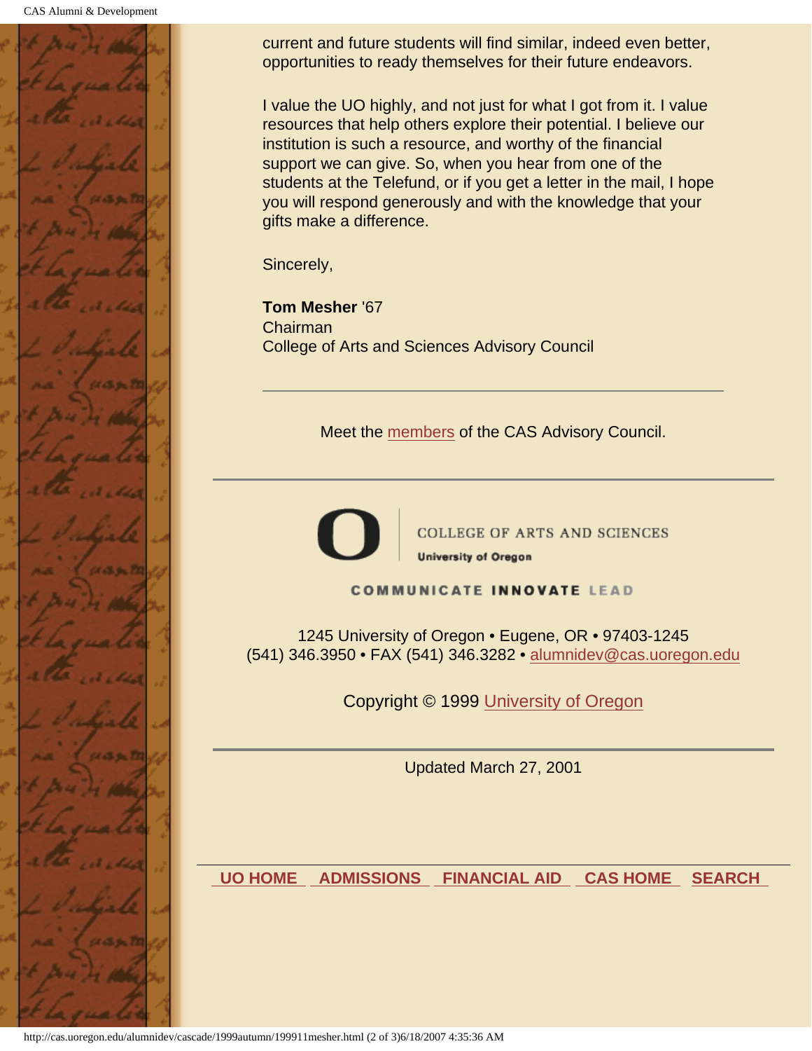current and future students will find similar, indeed even better, opportunities to ready themselves for their future endeavors.

I value the UO highly, and not just for what I got from it. I value resources that help others explore their potential. I believe our institution is such a resource, and worthy of the financial support we can give. So, when you hear from one of the students at the Telefund, or if you get a letter in the mail, I hope you will respond generously and with the knowledge that your gifts make a difference.

Sincerely,

**Tom Mesher** '67
Chairman
College of Arts and Sciences Advisory Council

---

Meet the members of the CAS Advisory Council.

---

COLLEGE OF ARTS AND SCIENCES
University of Oregon

COMMUNICATE INNOVATE LEAD

1245 University of Oregon • Eugene, OR • 97403-1245
(541) 346.3950 • FAX (541) 346.3282 • alumnidev@cas.uoregon.edu

Copyright © 1999 University of Oregon

---

Updated March 27, 2001

---

UO HOME | ADMISSIONS | FINANCIAL AID | CAS HOME | SEARCH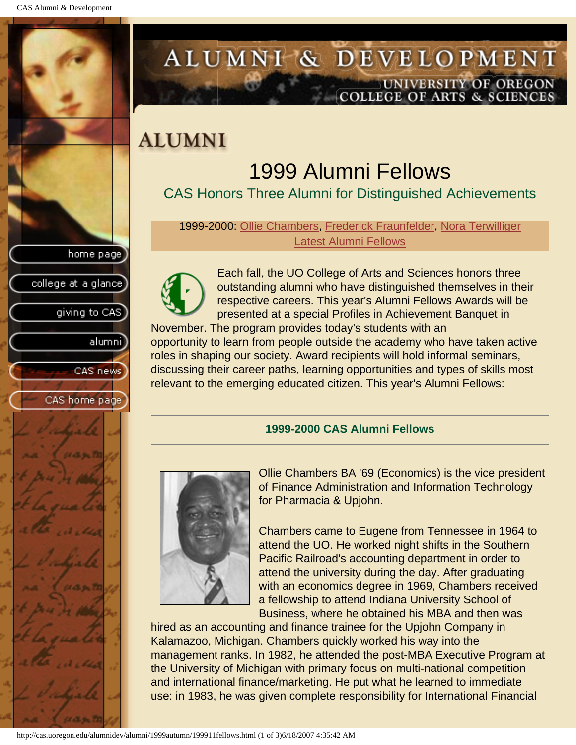# ALUMNI & DEVELOPMENT

UNIVERSITY OF OREGON
COLLEGE OF ARTS & SCIENCES

home page
college at a glance
giving to CAS
alumni
CAS news
CAS home page

## ALUMNI

# 1999 Alumni Fellows

### CAS Honors Three Alumni for Distinguished Achievements

1999-2000: Ollie Chambers, Frederick Fraunfelder, Nora Terwilliger
Latest Alumni Fellows

Each fall, the UO College of Arts and Sciences honors three outstanding alumni who have distinguished themselves in their respective careers. This year's Alumni Fellows Awards will be presented at a special Profiles in Achievement Banquet in November. The program provides today's students with an opportunity to learn from people outside the academy who have taken active roles in shaping our society. Award recipients will hold informal seminars, discussing their career paths, learning opportunities and types of skills most relevant to the emerging educated citizen. This year's Alumni Fellows:

---

**1999-2000 CAS Alumni Fellows**

---

Ollie Chambers BA '69 (Economics) is the vice president of Finance Administration and Information Technology for Pharmacia & Upjohn.

Chambers came to Eugene from Tennessee in 1964 to attend the UO. He worked night shifts in the Southern Pacific Railroad's accounting department in order to attend the university during the day. After graduating with an economics degree in 1969, Chambers received a fellowship to attend Indiana University School of Business, where he obtained his MBA and then was hired as an accounting and finance trainee for the Upjohn Company in Kalamazoo, Michigan. Chambers quickly worked his way into the management ranks. In 1982, he attended the post-MBA Executive Program at the University of Michigan with primary focus on multi-national competition and international finance/marketing. He put what he learned to immediate use: in 1983, he was given complete responsibility for International Financial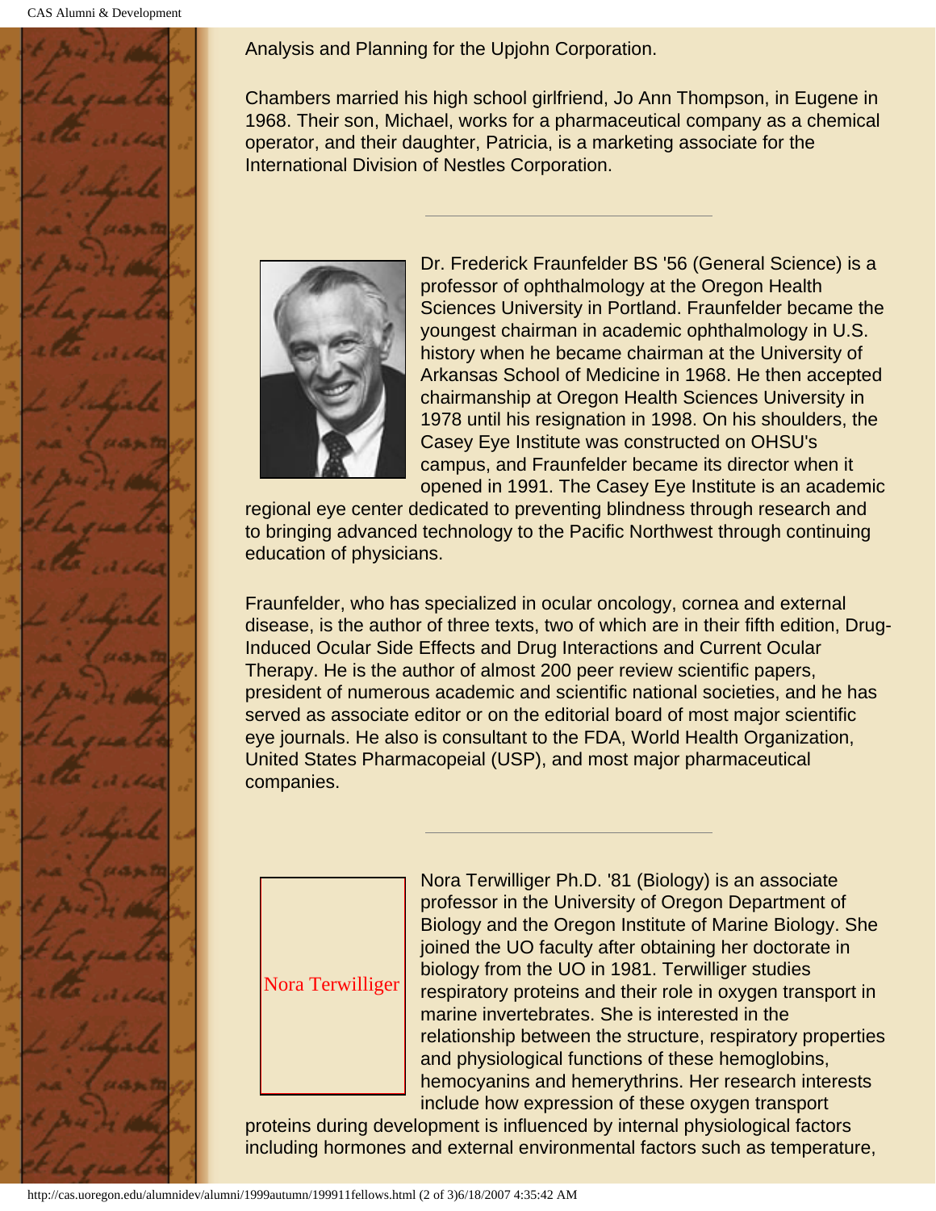Analysis and Planning for the Upjohn Corporation.

Chambers married his high school girlfriend, Jo Ann Thompson, in Eugene in 1968. Their son, Michael, works for a pharmaceutical company as a chemical operator, and their daughter, Patricia, is a marketing associate for the International Division of Nestles Corporation.

---

Dr. Frederick Fraunfelder BS '56 (General Science) is a professor of ophthalmology at the Oregon Health Sciences University in Portland. Fraunfelder became the youngest chairman in academic ophthalmology in U.S. history when he became chairman at the University of Arkansas School of Medicine in 1968. He then accepted chairmanship at Oregon Health Sciences University in 1978 until his resignation in 1998. On his shoulders, the Casey Eye Institute was constructed on OHSU's campus, and Fraunfelder became its director when it opened in 1991. The Casey Eye Institute is an academic regional eye center dedicated to preventing blindness through research and to bringing advanced technology to the Pacific Northwest through continuing education of physicians.

Fraunfelder, who has specialized in ocular oncology, cornea and external disease, is the author of three texts, two of which are in their fifth edition, Drug-Induced Ocular Side Effects and Drug Interactions and Current Ocular Therapy. He is the author of almost 200 peer review scientific papers, president of numerous academic and scientific national societies, and he has served as associate editor or on the editorial board of most major scientific eye journals. He also is consultant to the FDA, World Health Organization, United States Pharmacopeial (USP), and most major pharmaceutical companies.

---

Nora Terwilliger

Nora Terwilliger Ph.D. '81 (Biology) is an associate professor in the University of Oregon Department of Biology and the Oregon Institute of Marine Biology. She joined the UO faculty after obtaining her doctorate in biology from the UO in 1981. Terwilliger studies respiratory proteins and their role in oxygen transport in marine invertebrates. She is interested in the relationship between the structure, respiratory properties and physiological functions of these hemoglobins, hemocyanins and hemerythrins. Her research interests include how expression of these oxygen transport proteins during development is influenced by internal physiological factors including hormones and external environmental factors such as temperature,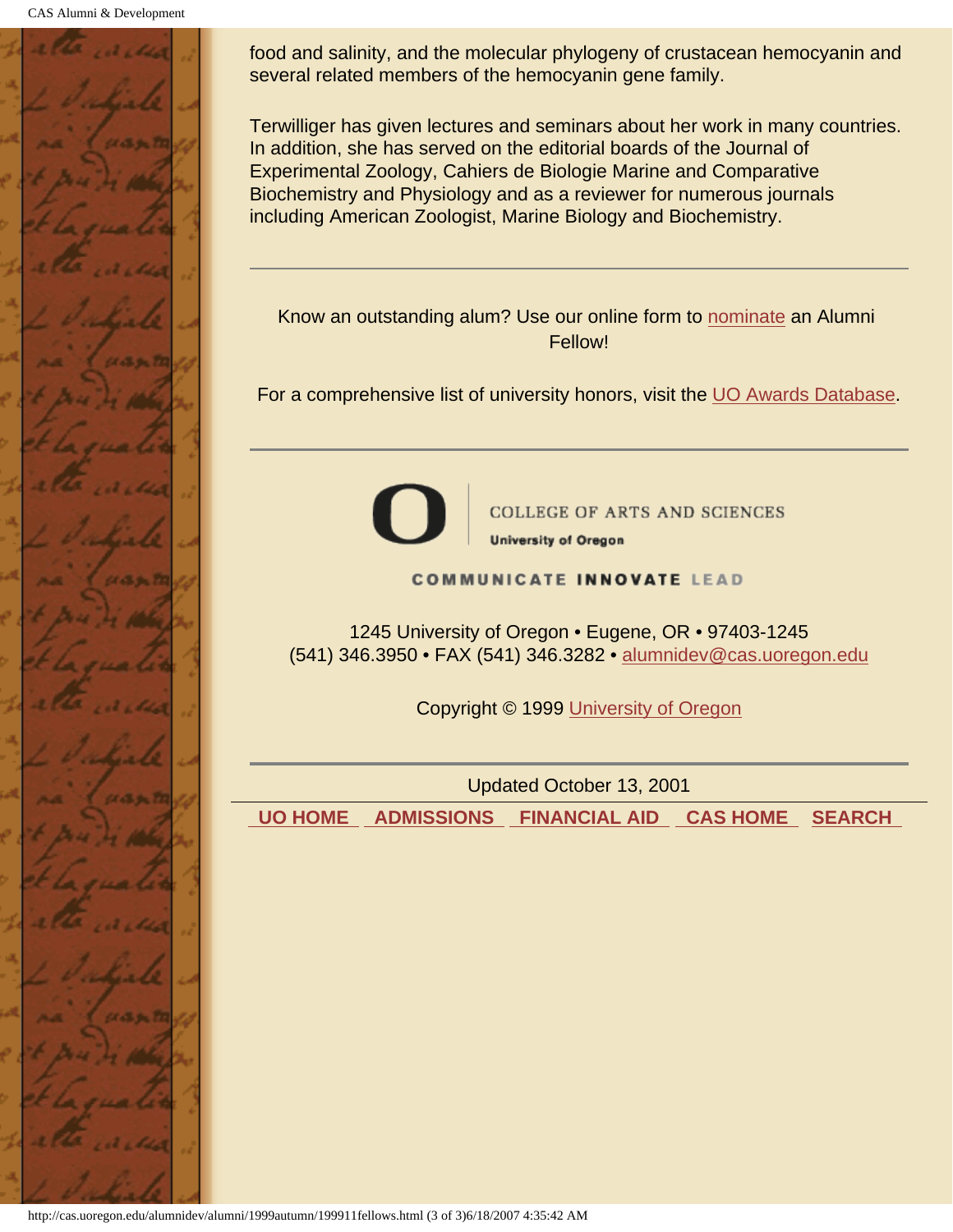food and salinity, and the molecular phylogeny of crustacean hemocyanin and several related members of the hemocyanin gene family.

Terwilliger has given lectures and seminars about her work in many countries. In addition, she has served on the editorial boards of the Journal of Experimental Zoology, Cahiers de Biologie Marine and Comparative Biochemistry and Physiology and as a reviewer for numerous journals including American Zoologist, Marine Biology and Biochemistry.

---

Know an outstanding alum? Use our online form to nominate an Alumni Fellow!

For a comprehensive list of university honors, visit the UO Awards Database.

---

COLLEGE OF ARTS AND SCIENCES
**University of Oregon**

**COMMUNICATE INNOVATE LEAD**

1245 University of Oregon • Eugene, OR • 97403-1245
(541) 346.3950 • FAX (541) 346.3282 • alumnidev@cas.uoregon.edu

Copyright © 1999 University of Oregon

---

Updated October 13, 2001

**UO HOME** **ADMISSIONS** **FINANCIAL AID** **CAS HOME** **SEARCH**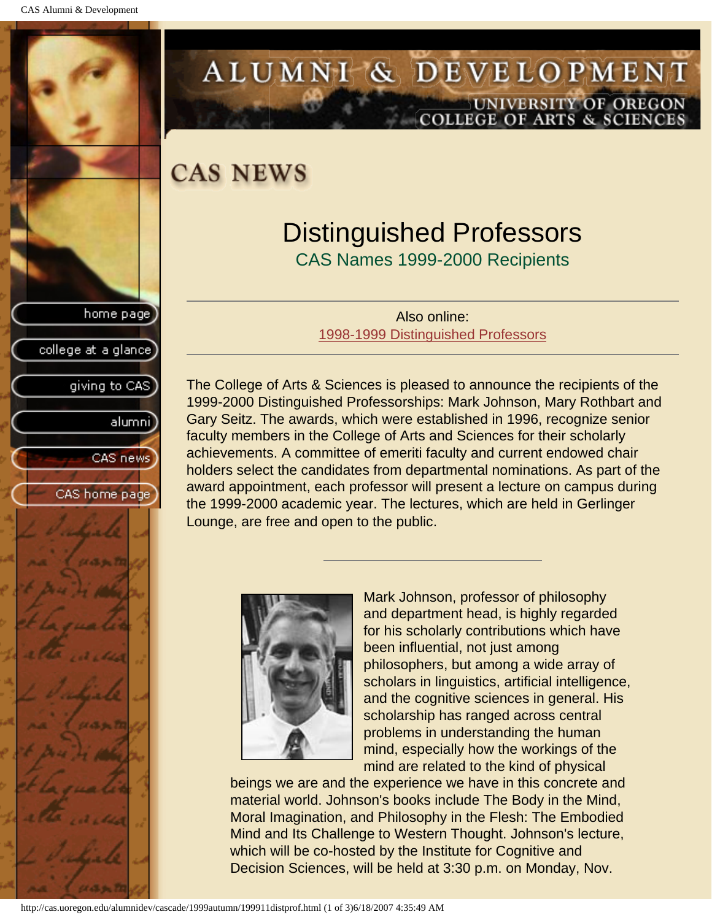# CAS NEWS

## Distinguished Professors

### CAS Names 1999-2000 Recipients

---

Also online:
1998-1999 Distinguished Professors

---

The College of Arts & Sciences is pleased to announce the recipients of the 1999-2000 Distinguished Professorships: Mark Johnson, Mary Rothbart and Gary Seitz. The awards, which were established in 1996, recognize senior faculty members in the College of Arts and Sciences for their scholarly achievements. A committee of emeriti faculty and current endowed chair holders select the candidates from departmental nominations. As part of the award appointment, each professor will present a lecture on campus during the 1999-2000 academic year. The lectures, which are held in Gerlinger Lounge, are free and open to the public.

---

Mark Johnson, professor of philosophy and department head, is highly regarded for his scholarly contributions which have been influential, not just among philosophers, but among a wide array of scholars in linguistics, artificial intelligence, and the cognitive sciences in general. His scholarship has ranged across central problems in understanding the human mind, especially how the workings of the mind are related to the kind of physical beings we are and the experience we have in this concrete and material world. Johnson's books include The Body in the Mind, Moral Imagination, and Philosophy in the Flesh: The Embodied Mind and Its Challenge to Western Thought. Johnson's lecture, which will be co-hosted by the Institute for Cognitive and Decision Sciences, will be held at 3:30 p.m. on Monday, Nov.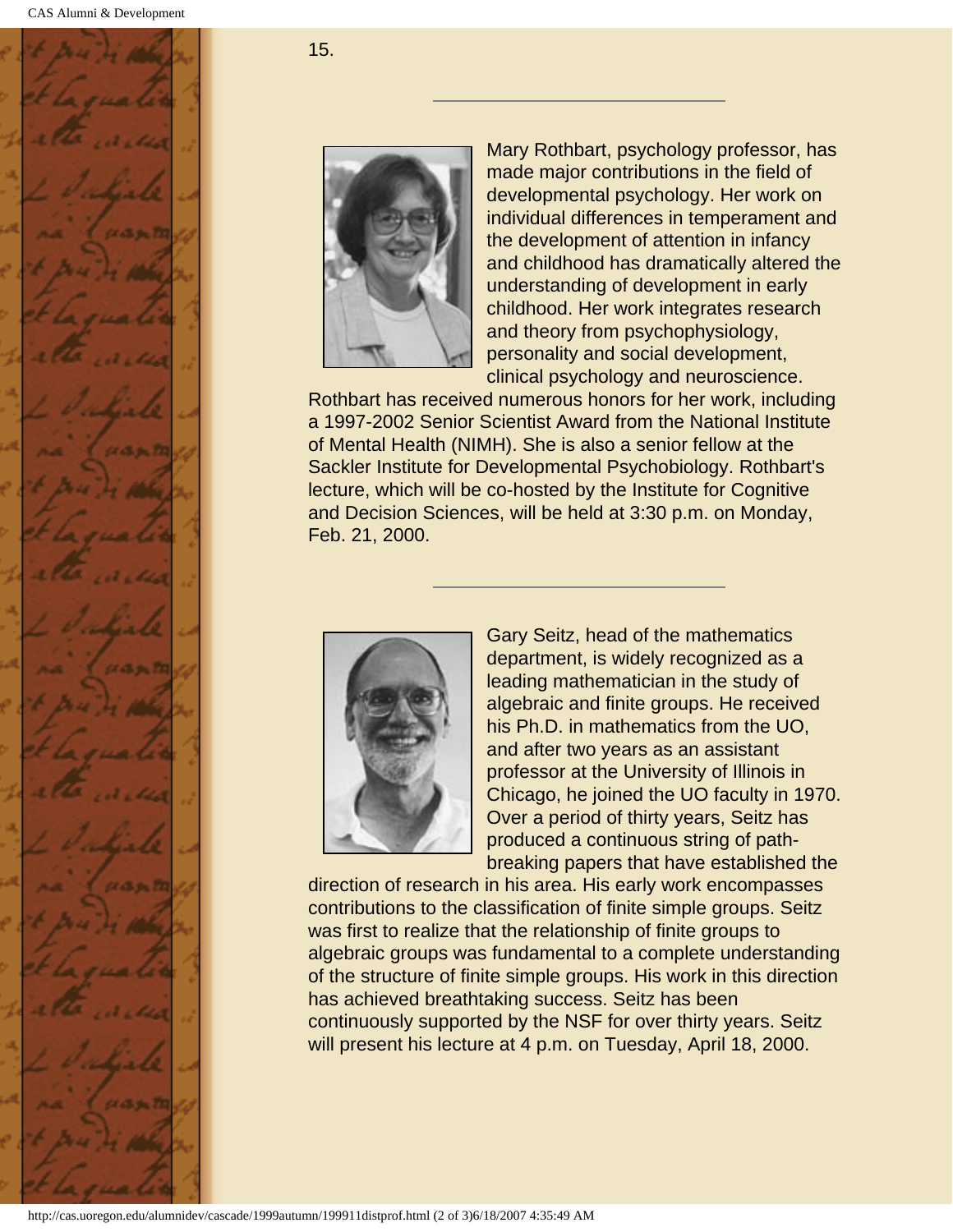15.

---

Mary Rothbart, psychology professor, has made major contributions in the field of developmental psychology. Her work on individual differences in temperament and the development of attention in infancy and childhood has dramatically altered the understanding of development in early childhood. Her work integrates research and theory from psychophysiology, personality and social development, clinical psychology and neuroscience. Rothbart has received numerous honors for her work, including a 1997-2002 Senior Scientist Award from the National Institute of Mental Health (NIMH). She is also a senior fellow at the Sackler Institute for Developmental Psychobiology. Rothbart's lecture, which will be co-hosted by the Institute for Cognitive and Decision Sciences, will be held at 3:30 p.m. on Monday, Feb. 21, 2000.

---

Gary Seitz, head of the mathematics department, is widely recognized as a leading mathematician in the study of algebraic and finite groups. He received his Ph.D. in mathematics from the UO, and after two years as an assistant professor at the University of Illinois in Chicago, he joined the UO faculty in 1970. Over a period of thirty years, Seitz has produced a continuous string of path-breaking papers that have established the direction of research in his area. His early work encompasses contributions to the classification of finite simple groups. Seitz was first to realize that the relationship of finite groups to algebraic groups was fundamental to a complete understanding of the structure of finite simple groups. His work in this direction has achieved breathtaking success. Seitz has been continuously supported by the NSF for over thirty years. Seitz will present his lecture at 4 p.m. on Tuesday, April 18, 2000.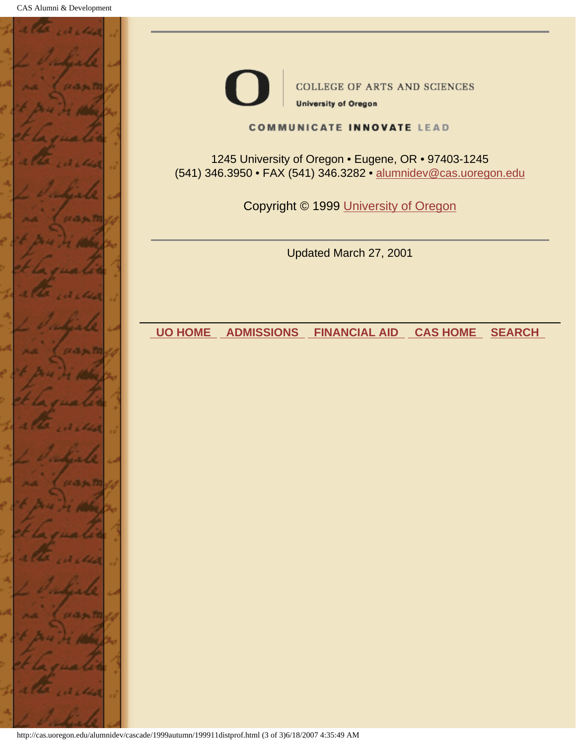COLLEGE OF ARTS AND SCIENCES

University of Oregon

COMMUNICATE INNOVATE LEAD

1245 University of Oregon • Eugene, OR • 97403-1245
(541) 346.3950 • FAX (541) 346.3282 • alumnidev@cas.uoregon.edu

Copyright © 1999 University of Oregon

---

Updated March 27, 2001

---

UO HOME ADMISSIONS FINANCIAL AID CAS HOME SEARCH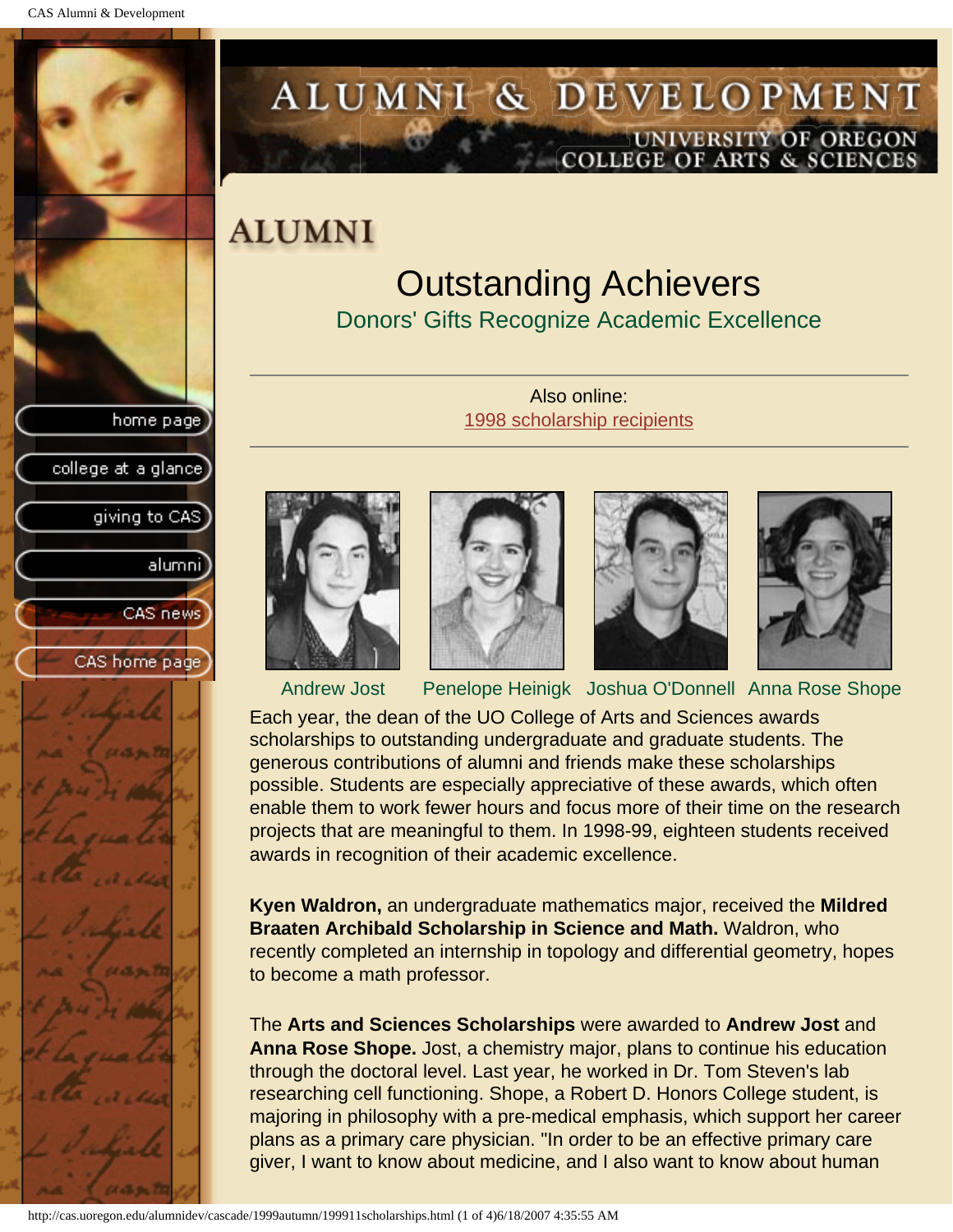# ALUMNI

## Outstanding Achievers

### Donors' Gifts Recognize Academic Excellence

Also online:
1998 scholarship recipients

Andrew Jost | Penelope Heinigk | Joshua O'Donnell | Anna Rose Shope

Each year, the dean of the UO College of Arts and Sciences awards scholarships to outstanding undergraduate and graduate students. The generous contributions of alumni and friends make these scholarships possible. Students are especially appreciative of these awards, which often enable them to work fewer hours and focus more of their time on the research projects that are meaningful to them. In 1998-99, eighteen students received awards in recognition of their academic excellence.

**Kyen Waldron,** an undergraduate mathematics major, received the **Mildred Braaten Archibald Scholarship in Science and Math.** Waldron, who recently completed an internship in topology and differential geometry, hopes to become a math professor.

The **Arts and Sciences Scholarships** were awarded to **Andrew Jost** and **Anna Rose Shope.** Jost, a chemistry major, plans to continue his education through the doctoral level. Last year, he worked in Dr. Tom Steven's lab researching cell functioning. Shope, a Robert D. Honors College student, is majoring in philosophy with a pre-medical emphasis, which support her career plans as a primary care physician. "In order to be an effective primary care giver, I want to know about medicine, and I also want to know about human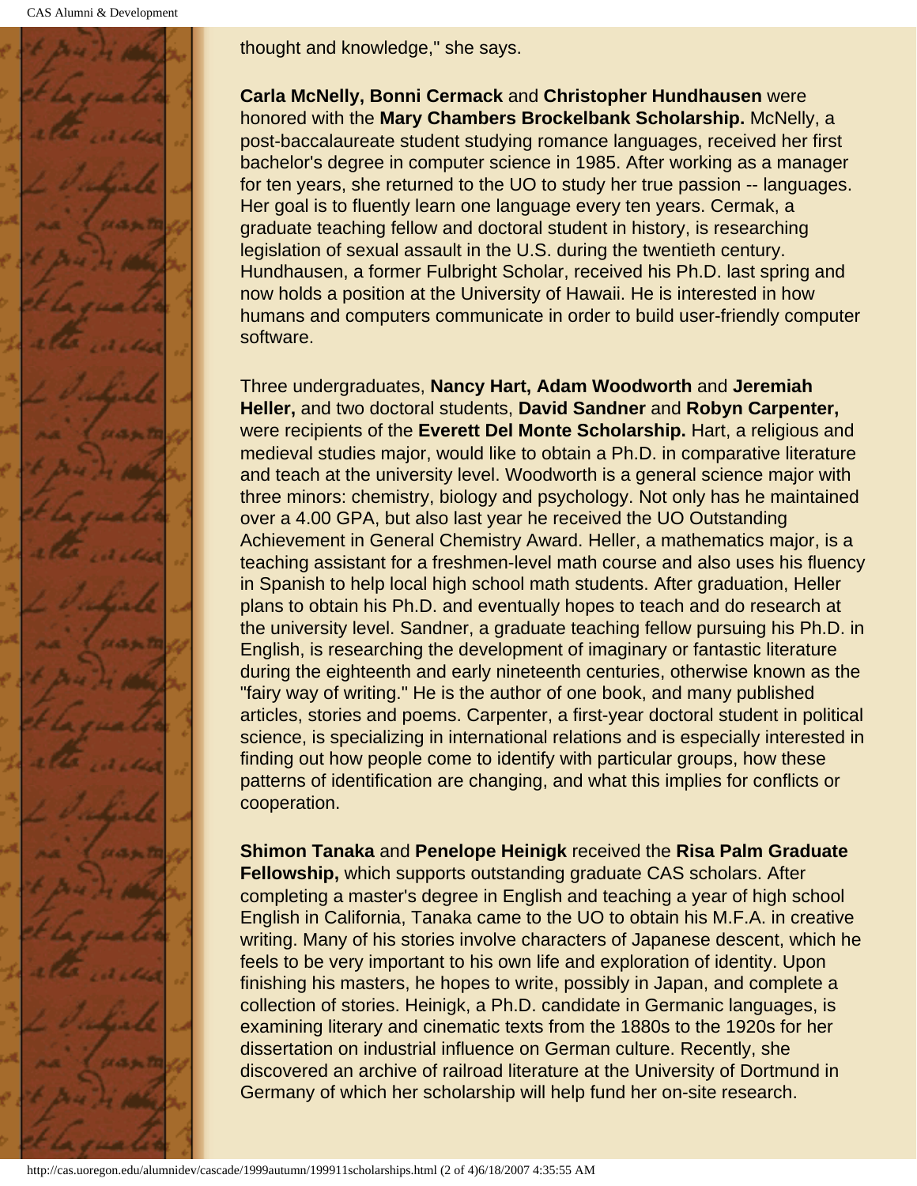thought and knowledge," she says.

**Carla McNelly, Bonni Cermack** and **Christopher Hundhausen** were honored with the **Mary Chambers Brockelbank Scholarship.** McNelly, a post-baccalaureate student studying romance languages, received her first bachelor's degree in computer science in 1985. After working as a manager for ten years, she returned to the UO to study her true passion -- languages. Her goal is to fluently learn one language every ten years. Cermak, a graduate teaching fellow and doctoral student in history, is researching legislation of sexual assault in the U.S. during the twentieth century. Hundhausen, a former Fulbright Scholar, received his Ph.D. last spring and now holds a position at the University of Hawaii. He is interested in how humans and computers communicate in order to build user-friendly computer software.

Three undergraduates, **Nancy Hart, Adam Woodworth** and **Jeremiah Heller,** and two doctoral students, **David Sandner** and **Robyn Carpenter,** were recipients of the **Everett Del Monte Scholarship.** Hart, a religious and medieval studies major, would like to obtain a Ph.D. in comparative literature and teach at the university level. Woodworth is a general science major with three minors: chemistry, biology and psychology. Not only has he maintained over a 4.00 GPA, but also last year he received the UO Outstanding Achievement in General Chemistry Award. Heller, a mathematics major, is a teaching assistant for a freshmen-level math course and also uses his fluency in Spanish to help local high school math students. After graduation, Heller plans to obtain his Ph.D. and eventually hopes to teach and do research at the university level. Sandner, a graduate teaching fellow pursuing his Ph.D. in English, is researching the development of imaginary or fantastic literature during the eighteenth and early nineteenth centuries, otherwise known as the "fairy way of writing." He is the author of one book, and many published articles, stories and poems. Carpenter, a first-year doctoral student in political science, is specializing in international relations and is especially interested in finding out how people come to identify with particular groups, how these patterns of identification are changing, and what this implies for conflicts or cooperation.

**Shimon Tanaka** and **Penelope Heinigk** received the **Risa Palm Graduate Fellowship,** which supports outstanding graduate CAS scholars. After completing a master's degree in English and teaching a year of high school English in California, Tanaka came to the UO to obtain his M.F.A. in creative writing. Many of his stories involve characters of Japanese descent, which he feels to be very important to his own life and exploration of identity. Upon finishing his masters, he hopes to write, possibly in Japan, and complete a collection of stories. Heinigk, a Ph.D. candidate in Germanic languages, is examining literary and cinematic texts from the 1880s to the 1920s for her dissertation on industrial influence on German culture. Recently, she discovered an archive of railroad literature at the University of Dortmund in Germany of which her scholarship will help fund her on-site research.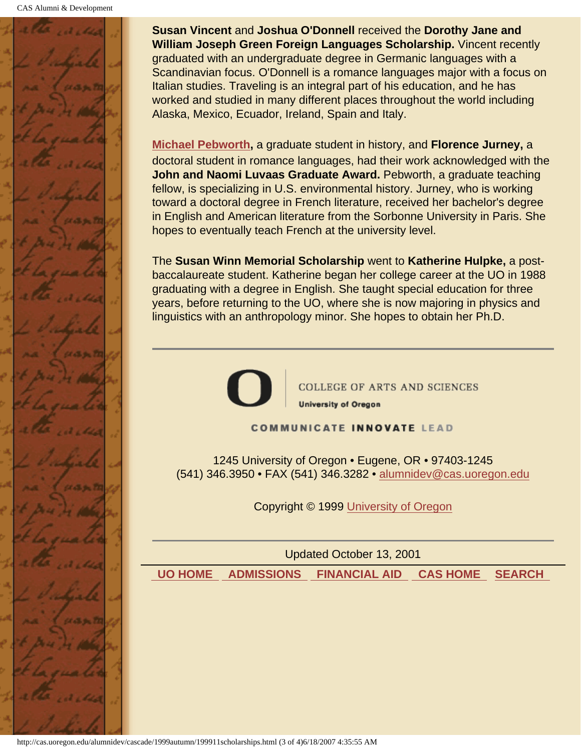**Susan Vincent** and **Joshua O'Donnell** received the **Dorothy Jane and William Joseph Green Foreign Languages Scholarship.** Vincent recently graduated with an undergraduate degree in Germanic languages with a Scandinavian focus. O'Donnell is a romance languages major with a focus on Italian studies. Traveling is an integral part of his education, and he has worked and studied in many different places throughout the world including Alaska, Mexico, Ecuador, Ireland, Spain and Italy.

**Michael Pebworth,** a graduate student in history, and **Florence Jurney,** a doctoral student in romance languages, had their work acknowledged with the **John and Naomi Luvaas Graduate Award.** Pebworth, a graduate teaching fellow, is specializing in U.S. environmental history. Jurney, who is working toward a doctoral degree in French literature, received her bachelor's degree in English and American literature from the Sorbonne University in Paris. She hopes to eventually teach French at the university level.

The **Susan Winn Memorial Scholarship** went to **Katherine Hulpke,** a post-baccalaureate student. Katherine began her college career at the UO in 1988 graduating with a degree in English. She taught special education for three years, before returning to the UO, where she is now majoring in physics and linguistics with an anthropology minor. She hopes to obtain her Ph.D.

---

COLLEGE OF ARTS AND SCIENCES
University of Oregon

COMMUNICATE INNOVATE LEAD

1245 University of Oregon • Eugene, OR • 97403-1245
(541) 346.3950 • FAX (541) 346.3282 • alumnidev@cas.uoregon.edu

Copyright © 1999 University of Oregon

---

Updated October 13, 2001

UO HOME | ADMISSIONS | FINANCIAL AID | CAS HOME | SEARCH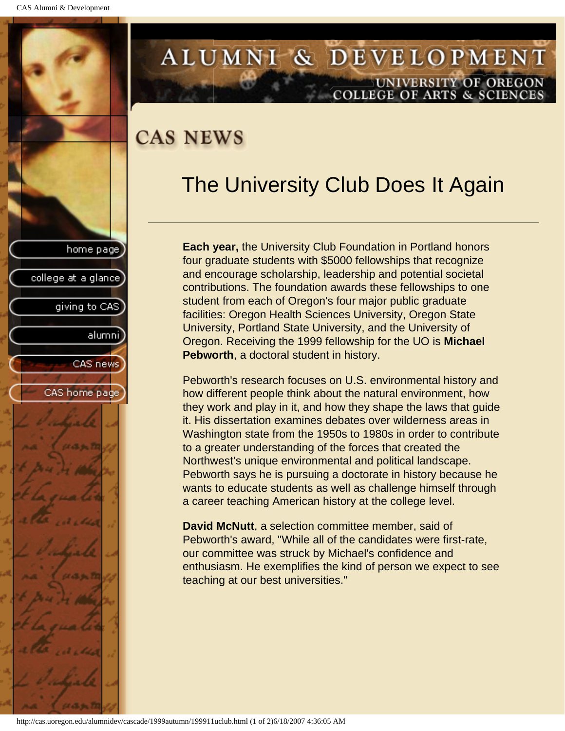# CAS NEWS

## The University Club Does It Again

---

**Each year,** the University Club Foundation in Portland honors four graduate students with $5000 fellowships that recognize and encourage scholarship, leadership and potential societal contributions. The foundation awards these fellowships to one student from each of Oregon's four major public graduate facilities: Oregon Health Sciences University, Oregon State University, Portland State University, and the University of Oregon. Receiving the 1999 fellowship for the UO is **Michael Pebworth**, a doctoral student in history.

Pebworth's research focuses on U.S. environmental history and how different people think about the natural environment, how they work and play in it, and how they shape the laws that guide it. His dissertation examines debates over wilderness areas in Washington state from the 1950s to 1980s in order to contribute to a greater understanding of the forces that created the Northwest's unique environmental and political landscape. Pebworth says he is pursuing a doctorate in history because he wants to educate students as well as challenge himself through a career teaching American history at the college level.

**David McNutt**, a selection committee member, said of Pebworth's award, "While all of the candidates were first-rate, our committee was struck by Michael's confidence and enthusiasm. He exemplifies the kind of person we expect to see teaching at our best universities."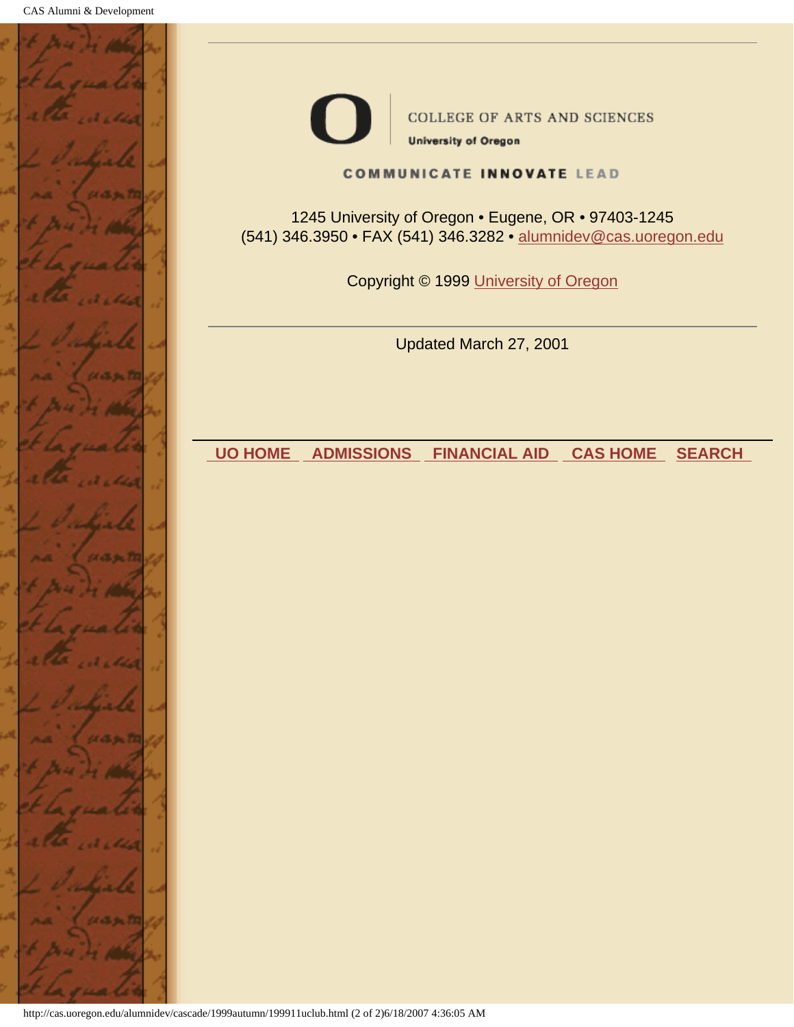COLLEGE OF ARTS AND SCIENCES

**University of Oregon**

**COMMUNICATE INNOVATE LEAD**

1245 University of Oregon • Eugene, OR • 97403-1245
(541) 346.3950 • FAX (541) 346.3282 • alumnidev@cas.uoregon.edu

Copyright © 1999 University of Oregon

---

Updated March 27, 2001

---

**UO HOME** **ADMISSIONS** **FINANCIAL AID** **CAS HOME** **SEARCH**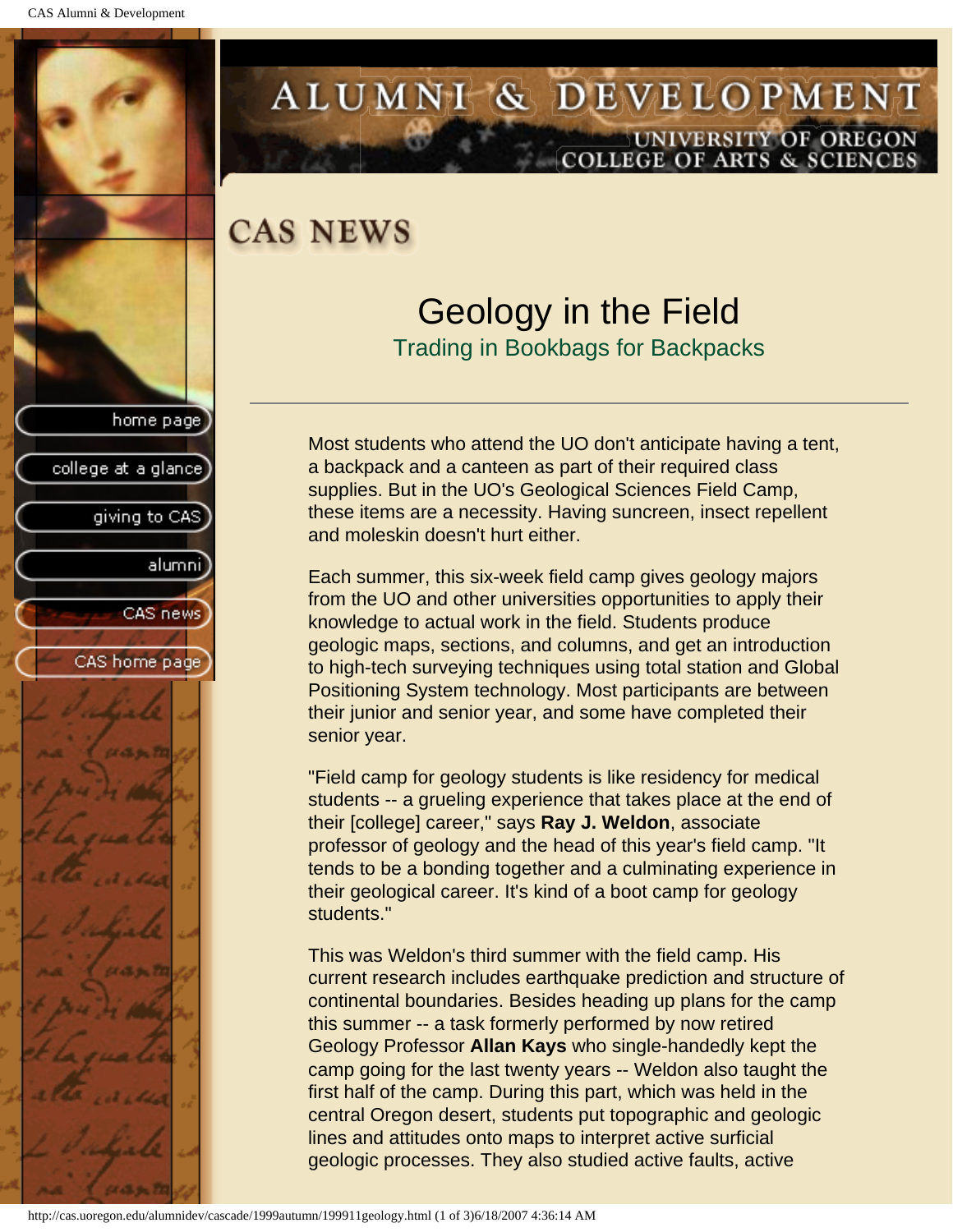# CAS NEWS

## Geology in the Field

### Trading in Bookbags for Backpacks

---

Most students who attend the UO don't anticipate having a tent, a backpack and a canteen as part of their required class supplies. But in the UO's Geological Sciences Field Camp, these items are a necessity. Having suncreen, insect repellent and moleskin doesn't hurt either.

Each summer, this six-week field camp gives geology majors from the UO and other universities opportunities to apply their knowledge to actual work in the field. Students produce geologic maps, sections, and columns, and get an introduction to high-tech surveying techniques using total station and Global Positioning System technology. Most participants are between their junior and senior year, and some have completed their senior year.

"Field camp for geology students is like residency for medical students -- a grueling experience that takes place at the end of their [college] career," says **Ray J. Weldon**, associate professor of geology and the head of this year's field camp. "It tends to be a bonding together and a culminating experience in their geological career. It's kind of a boot camp for geology students."

This was Weldon's third summer with the field camp. His current research includes earthquake prediction and structure of continental boundaries. Besides heading up plans for the camp this summer -- a task formerly performed by now retired Geology Professor **Allan Kays** who single-handedly kept the camp going for the last twenty years -- Weldon also taught the first half of the camp. During this part, which was held in the central Oregon desert, students put topographic and geologic lines and attitudes onto maps to interpret active surficial geologic processes. They also studied active faults, active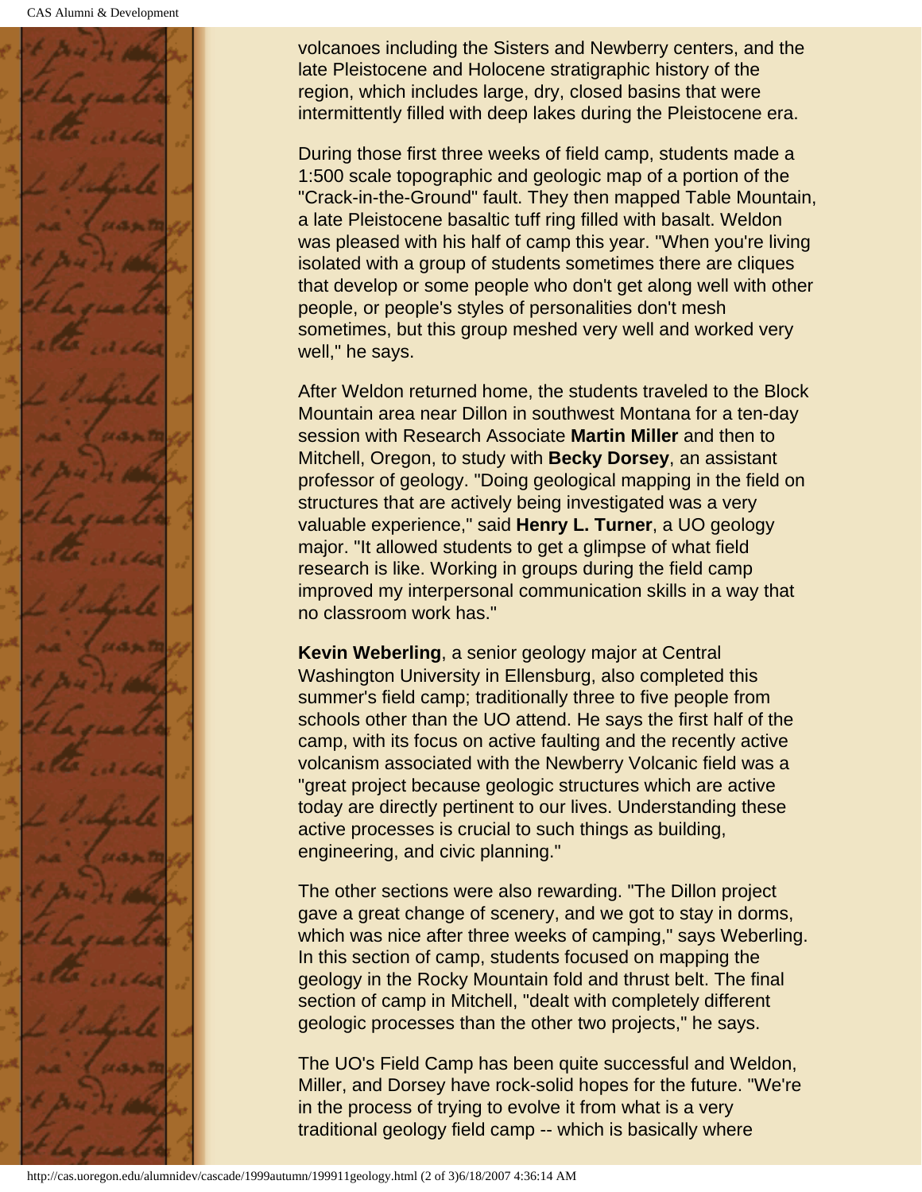volcanoes including the Sisters and Newberry centers, and the late Pleistocene and Holocene stratigraphic history of the region, which includes large, dry, closed basins that were intermittently filled with deep lakes during the Pleistocene era.

During those first three weeks of field camp, students made a 1:500 scale topographic and geologic map of a portion of the "Crack-in-the-Ground" fault. They then mapped Table Mountain, a late Pleistocene basaltic tuff ring filled with basalt. Weldon was pleased with his half of camp this year. "When you're living isolated with a group of students sometimes there are cliques that develop or some people who don't get along well with other people, or people's styles of personalities don't mesh sometimes, but this group meshed very well and worked very well," he says.

After Weldon returned home, the students traveled to the Block Mountain area near Dillon in southwest Montana for a ten-day session with Research Associate **Martin Miller** and then to Mitchell, Oregon, to study with **Becky Dorsey**, an assistant professor of geology. "Doing geological mapping in the field on structures that are actively being investigated was a very valuable experience," said **Henry L. Turner**, a UO geology major. "It allowed students to get a glimpse of what field research is like. Working in groups during the field camp improved my interpersonal communication skills in a way that no classroom work has."

**Kevin Weberling**, a senior geology major at Central Washington University in Ellensburg, also completed this summer's field camp; traditionally three to five people from schools other than the UO attend. He says the first half of the camp, with its focus on active faulting and the recently active volcanism associated with the Newberry Volcanic field was a "great project because geologic structures which are active today are directly pertinent to our lives. Understanding these active processes is crucial to such things as building, engineering, and civic planning."

The other sections were also rewarding. "The Dillon project gave a great change of scenery, and we got to stay in dorms, which was nice after three weeks of camping," says Weberling. In this section of camp, students focused on mapping the geology in the Rocky Mountain fold and thrust belt. The final section of camp in Mitchell, "dealt with completely different geologic processes than the other two projects," he says.

The UO's Field Camp has been quite successful and Weldon, Miller, and Dorsey have rock-solid hopes for the future. "We're in the process of trying to evolve it from what is a very traditional geology field camp -- which is basically where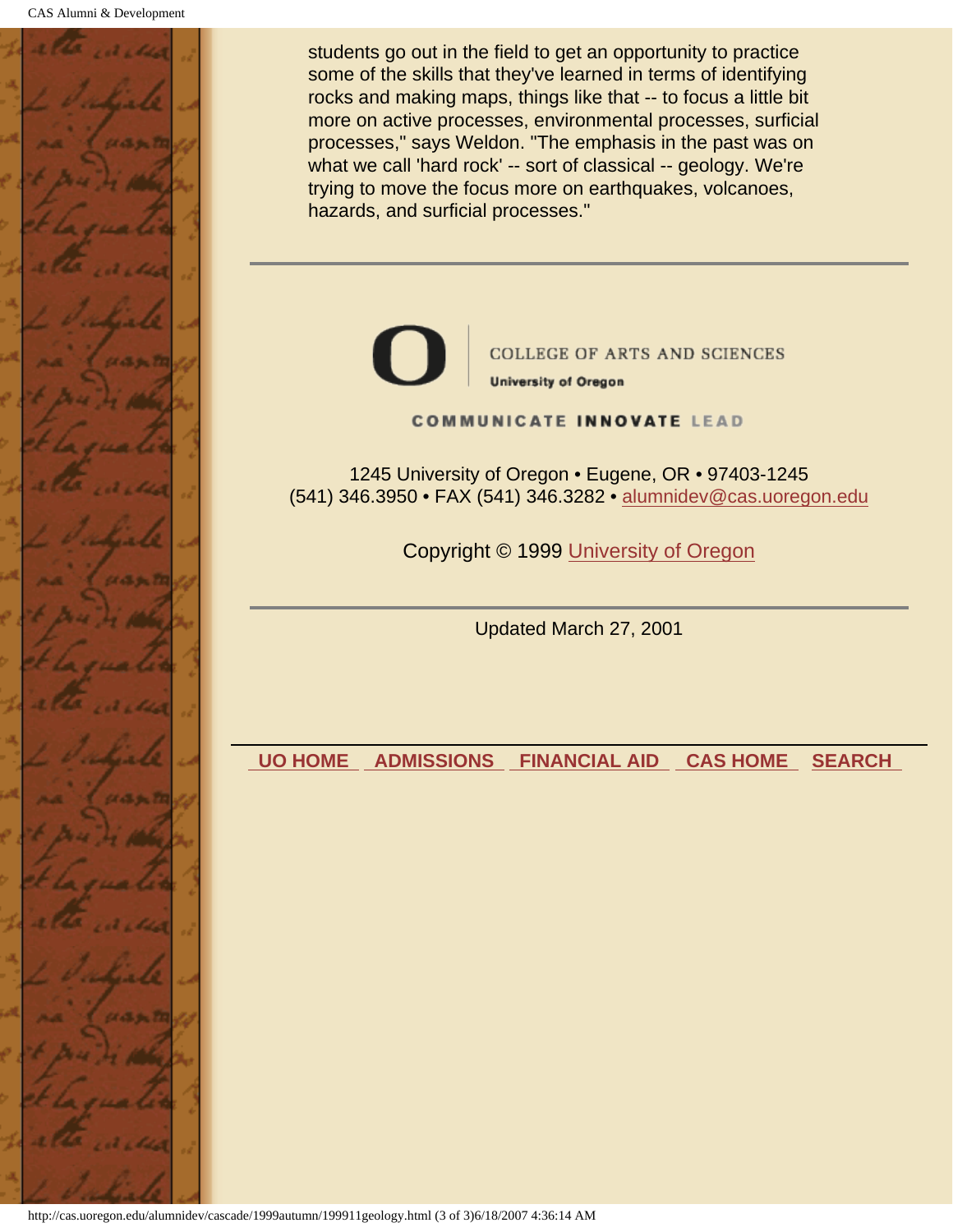students go out in the field to get an opportunity to practice some of the skills that they've learned in terms of identifying rocks and making maps, things like that -- to focus a little bit more on active processes, environmental processes, surficial processes," says Weldon. "The emphasis in the past was on what we call 'hard rock' -- sort of classical -- geology. We're trying to move the focus more on earthquakes, volcanoes, hazards, and surficial processes."

---

COLLEGE OF ARTS AND SCIENCES
University of Oregon

COMMUNICATE INNOVATE LEAD

1245 University of Oregon • Eugene, OR • 97403-1245
(541) 346.3950 • FAX (541) 346.3282 • alumnidev@cas.uoregon.edu

Copyright © 1999 University of Oregon

---

Updated March 27, 2001

---

**UO HOME** **ADMISSIONS** **FINANCIAL AID** **CAS HOME** **SEARCH**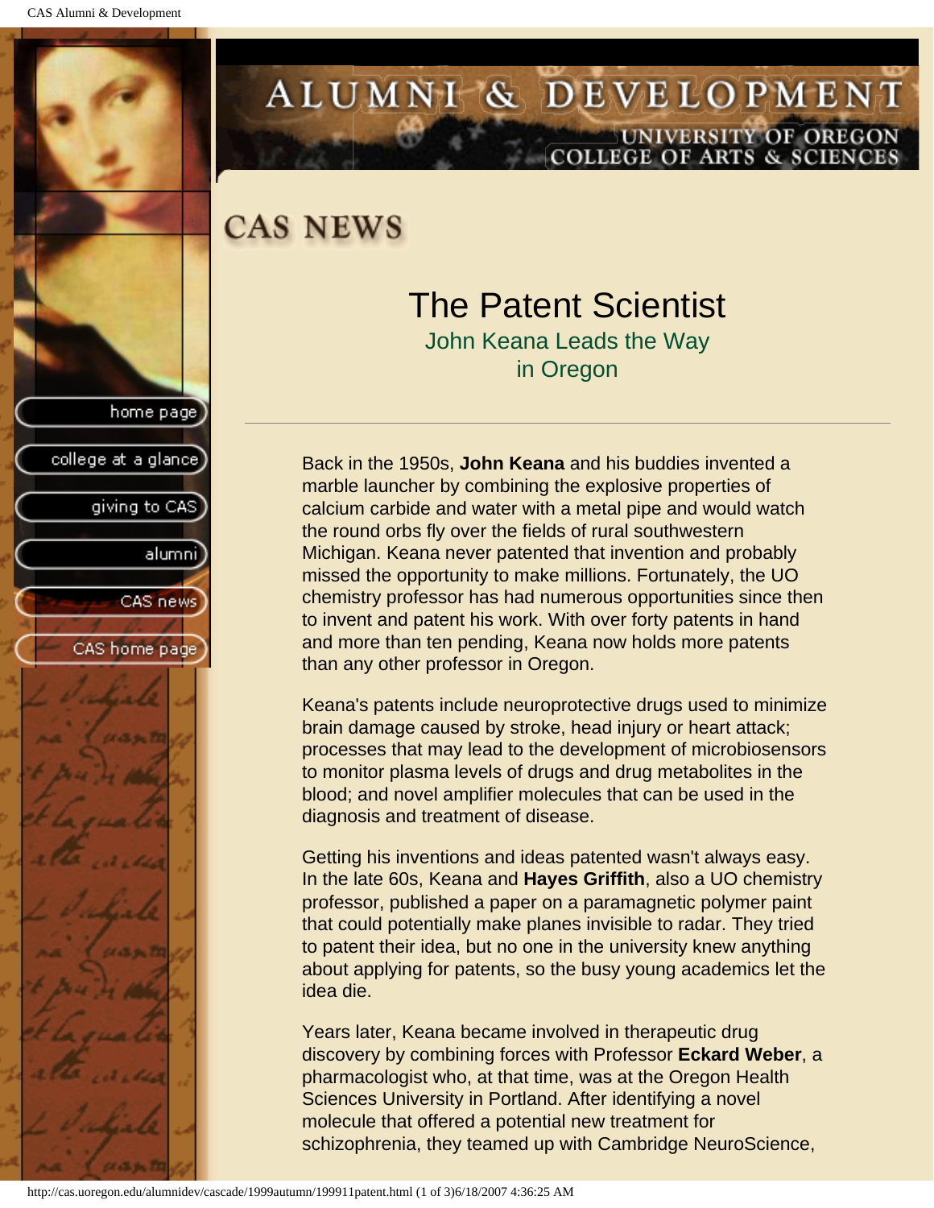# ALUMNI & DEVELOPMENT

UNIVERSITY OF OREGON
COLLEGE OF ARTS & SCIENCES

- home page
- college at a glance
- giving to CAS
- alumni
- CAS news
- CAS home page

## CAS NEWS

### The Patent Scientist

John Keana Leads the Way in Oregon

---

Back in the 1950s, **John Keana** and his buddies invented a marble launcher by combining the explosive properties of calcium carbide and water with a metal pipe and would watch the round orbs fly over the fields of rural southwestern Michigan. Keana never patented that invention and probably missed the opportunity to make millions. Fortunately, the UO chemistry professor has had numerous opportunities since then to invent and patent his work. With over forty patents in hand and more than ten pending, Keana now holds more patents than any other professor in Oregon.

Keana's patents include neuroprotective drugs used to minimize brain damage caused by stroke, head injury or heart attack; processes that may lead to the development of microbiosensors to monitor plasma levels of drugs and drug metabolites in the blood; and novel amplifier molecules that can be used in the diagnosis and treatment of disease.

Getting his inventions and ideas patented wasn't always easy. In the late 60s, Keana and **Hayes Griffith**, also a UO chemistry professor, published a paper on a paramagnetic polymer paint that could potentially make planes invisible to radar. They tried to patent their idea, but no one in the university knew anything about applying for patents, so the busy young academics let the idea die.

Years later, Keana became involved in therapeutic drug discovery by combining forces with Professor **Eckard Weber**, a pharmacologist who, at that time, was at the Oregon Health Sciences University in Portland. After identifying a novel molecule that offered a potential new treatment for schizophrenia, they teamed up with Cambridge NeuroScience,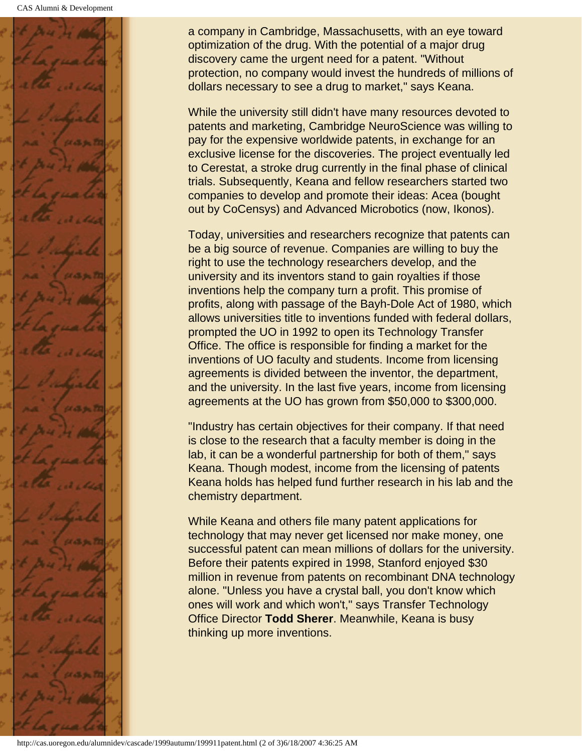a company in Cambridge, Massachusetts, with an eye toward optimization of the drug. With the potential of a major drug discovery came the urgent need for a patent. "Without protection, no company would invest the hundreds of millions of dollars necessary to see a drug to market," says Keana.

While the university still didn't have many resources devoted to patents and marketing, Cambridge NeuroScience was willing to pay for the expensive worldwide patents, in exchange for an exclusive license for the discoveries. The project eventually led to Cerestat, a stroke drug currently in the final phase of clinical trials. Subsequently, Keana and fellow researchers started two companies to develop and promote their ideas: Acea (bought out by CoCensys) and Advanced Microbotics (now, Ikonos).

Today, universities and researchers recognize that patents can be a big source of revenue. Companies are willing to buy the right to use the technology researchers develop, and the university and its inventors stand to gain royalties if those inventions help the company turn a profit. This promise of profits, along with passage of the Bayh-Dole Act of 1980, which allows universities title to inventions funded with federal dollars, prompted the UO in 1992 to open its Technology Transfer Office. The office is responsible for finding a market for the inventions of UO faculty and students. Income from licensing agreements is divided between the inventor, the department, and the university. In the last five years, income from licensing agreements at the UO has grown from $50,000 to $300,000.

"Industry has certain objectives for their company. If that need is close to the research that a faculty member is doing in the lab, it can be a wonderful partnership for both of them," says Keana. Though modest, income from the licensing of patents Keana holds has helped fund further research in his lab and the chemistry department.

While Keana and others file many patent applications for technology that may never get licensed nor make money, one successful patent can mean millions of dollars for the university. Before their patents expired in 1998, Stanford enjoyed $30 million in revenue from patents on recombinant DNA technology alone. "Unless you have a crystal ball, you don't know which ones will work and which won't," says Transfer Technology Office Director **Todd Sherer**. Meanwhile, Keana is busy thinking up more inventions.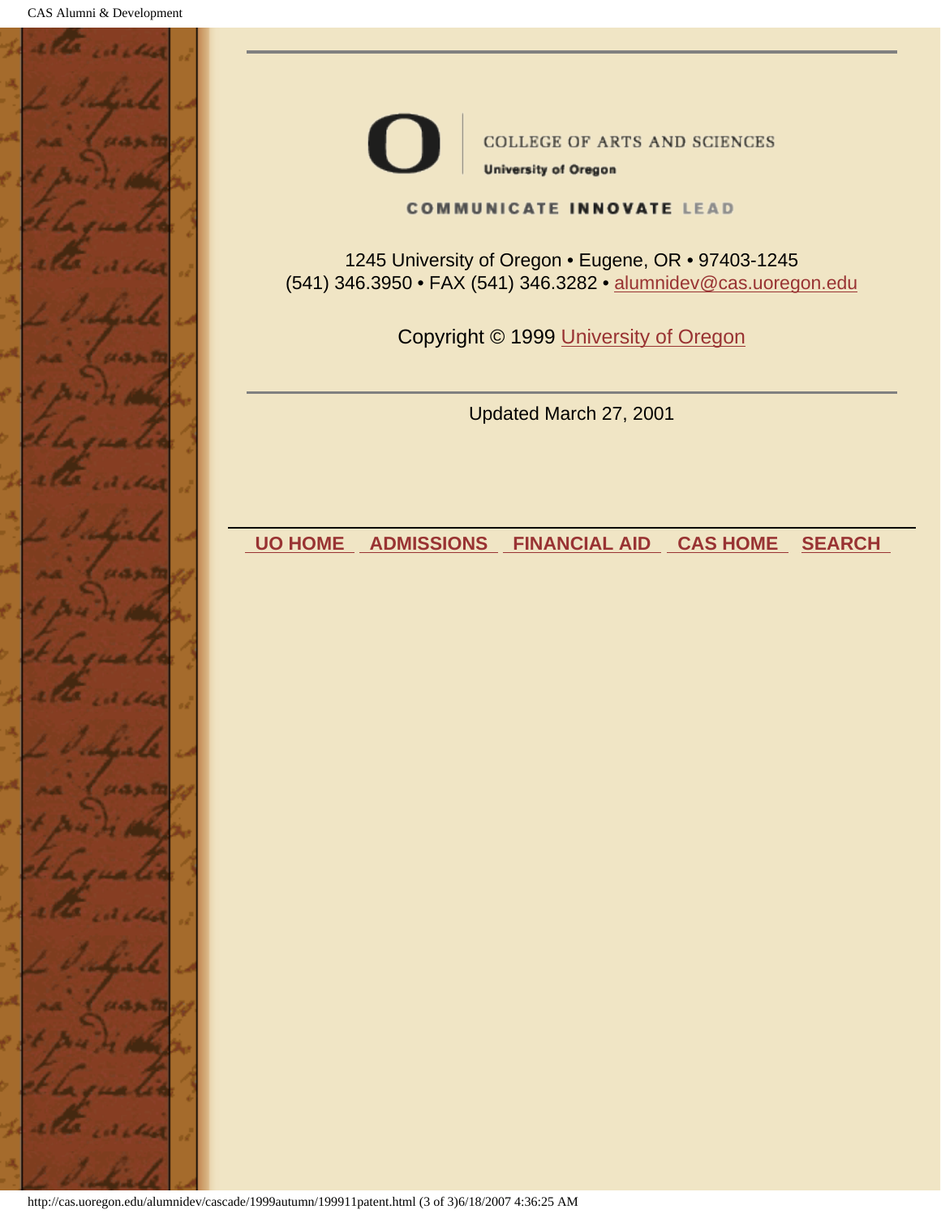COLLEGE OF ARTS AND SCIENCES

University of Oregon

COMMUNICATE INNOVATE LEAD

1245 University of Oregon • Eugene, OR • 97403-1245
(541) 346.3950 • FAX (541) 346.3282 • alumnidev@cas.uoregon.edu

Copyright © 1999 University of Oregon

---

Updated March 27, 2001

---

UO HOME ADMISSIONS FINANCIAL AID CAS HOME SEARCH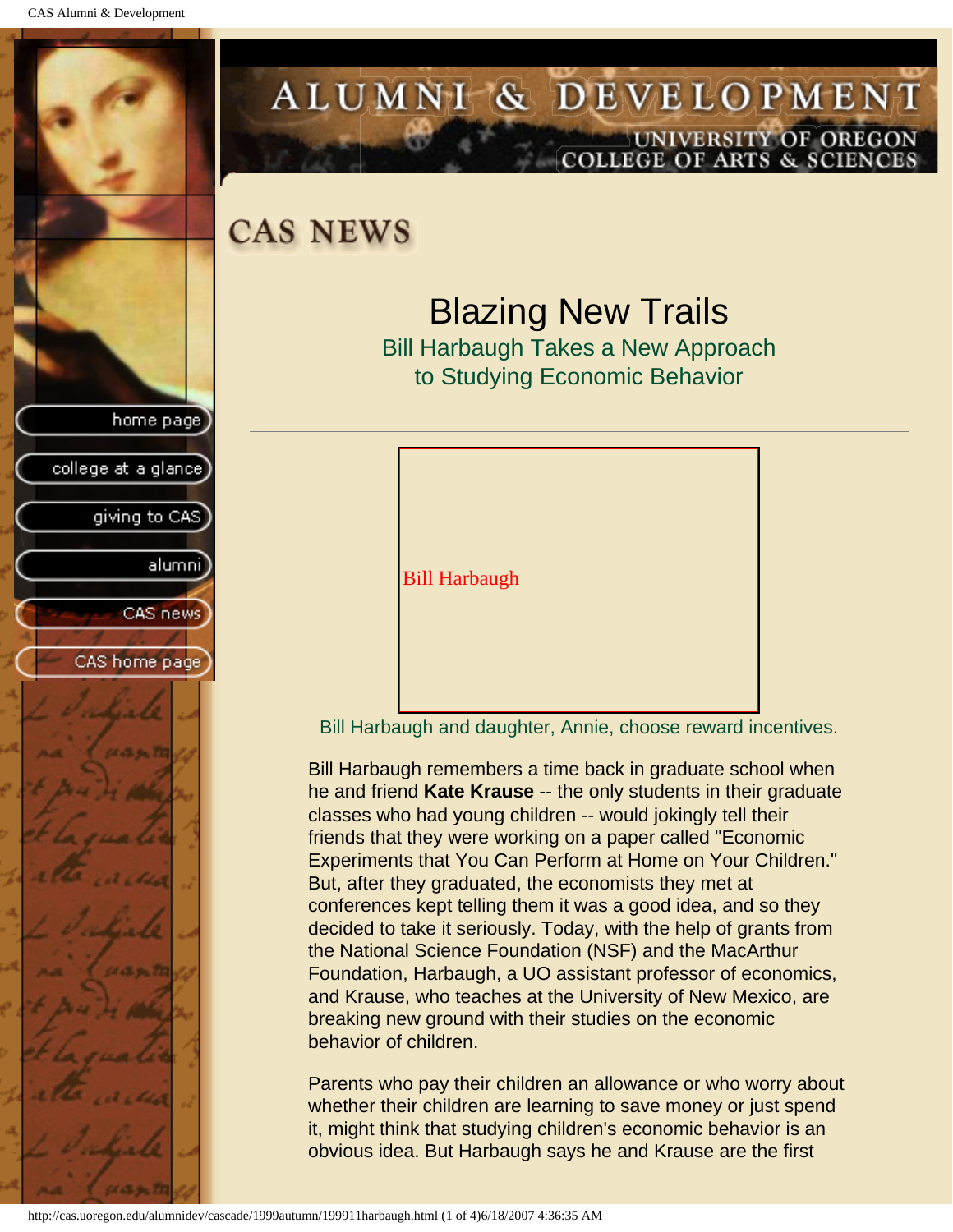# CAS NEWS

## Blazing New Trails

### Bill Harbaugh Takes a New Approach to Studying Economic Behavior

---

Bill Harbaugh

Bill Harbaugh and daughter, Annie, choose reward incentives.

Bill Harbaugh remembers a time back in graduate school when he and friend **Kate Krause** -- the only students in their graduate classes who had young children -- would jokingly tell their friends that they were working on a paper called "Economic Experiments that You Can Perform at Home on Your Children." But, after they graduated, the economists they met at conferences kept telling them it was a good idea, and so they decided to take it seriously. Today, with the help of grants from the National Science Foundation (NSF) and the MacArthur Foundation, Harbaugh, a UO assistant professor of economics, and Krause, who teaches at the University of New Mexico, are breaking new ground with their studies on the economic behavior of children.

Parents who pay their children an allowance or who worry about whether their children are learning to save money or just spend it, might think that studying children's economic behavior is an obvious idea. But Harbaugh says he and Krause are the first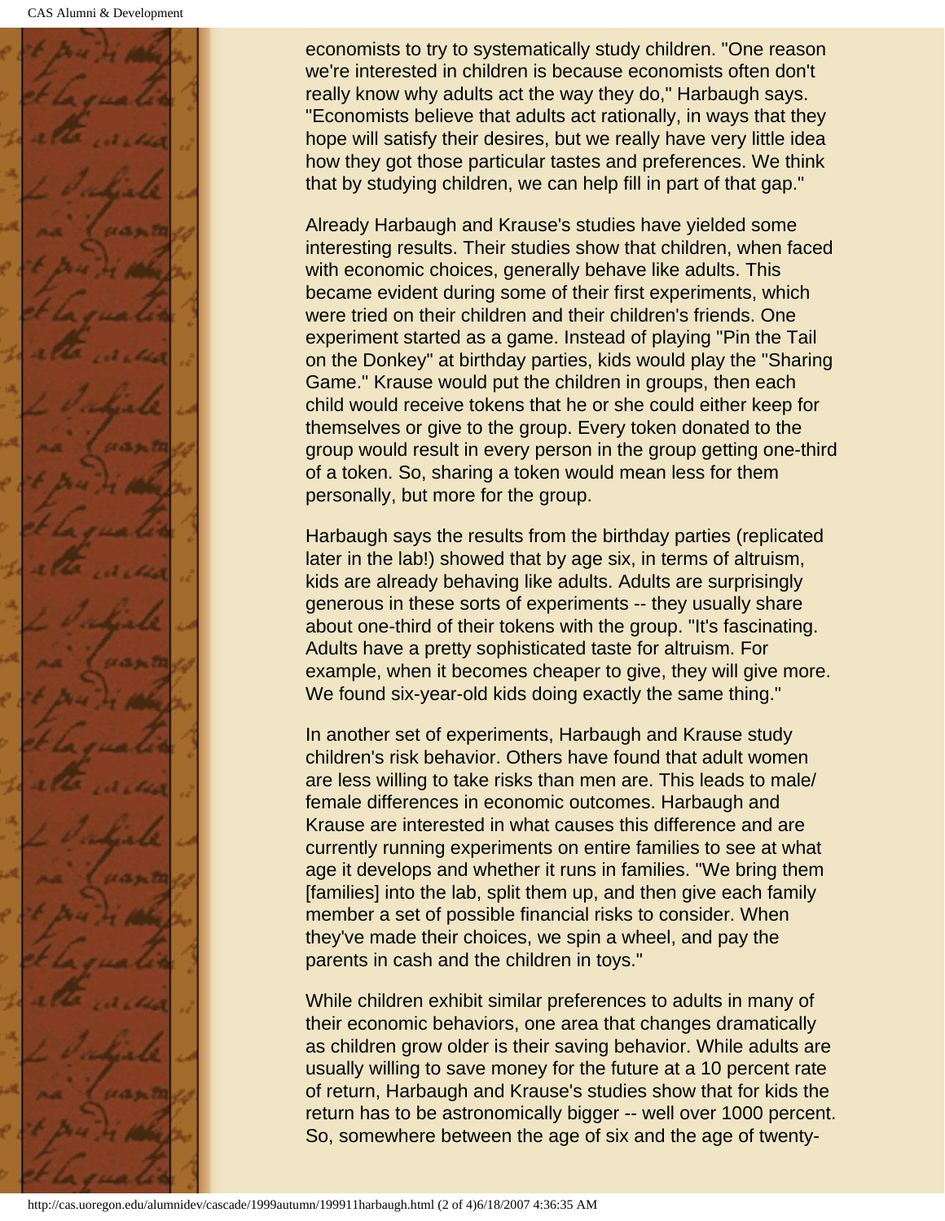economists to try to systematically study children. "One reason we're interested in children is because economists often don't really know why adults act the way they do," Harbaugh says. "Economists believe that adults act rationally, in ways that they hope will satisfy their desires, but we really have very little idea how they got those particular tastes and preferences. We think that by studying children, we can help fill in part of that gap."

Already Harbaugh and Krause's studies have yielded some interesting results. Their studies show that children, when faced with economic choices, generally behave like adults. This became evident during some of their first experiments, which were tried on their children and their children's friends. One experiment started as a game. Instead of playing "Pin the Tail on the Donkey" at birthday parties, kids would play the "Sharing Game." Krause would put the children in groups, then each child would receive tokens that he or she could either keep for themselves or give to the group. Every token donated to the group would result in every person in the group getting one-third of a token. So, sharing a token would mean less for them personally, but more for the group.

Harbaugh says the results from the birthday parties (replicated later in the lab!) showed that by age six, in terms of altruism, kids are already behaving like adults. Adults are surprisingly generous in these sorts of experiments -- they usually share about one-third of their tokens with the group. "It's fascinating. Adults have a pretty sophisticated taste for altruism. For example, when it becomes cheaper to give, they will give more. We found six-year-old kids doing exactly the same thing."

In another set of experiments, Harbaugh and Krause study children's risk behavior. Others have found that adult women are less willing to take risks than men are. This leads to male/female differences in economic outcomes. Harbaugh and Krause are interested in what causes this difference and are currently running experiments on entire families to see at what age it develops and whether it runs in families. "We bring them [families] into the lab, split them up, and then give each family member a set of possible financial risks to consider. When they've made their choices, we spin a wheel, and pay the parents in cash and the children in toys."

While children exhibit similar preferences to adults in many of their economic behaviors, one area that changes dramatically as children grow older is their saving behavior. While adults are usually willing to save money for the future at a 10 percent rate of return, Harbaugh and Krause's studies show that for kids the return has to be astronomically bigger -- well over 1000 percent. So, somewhere between the age of six and the age of twenty-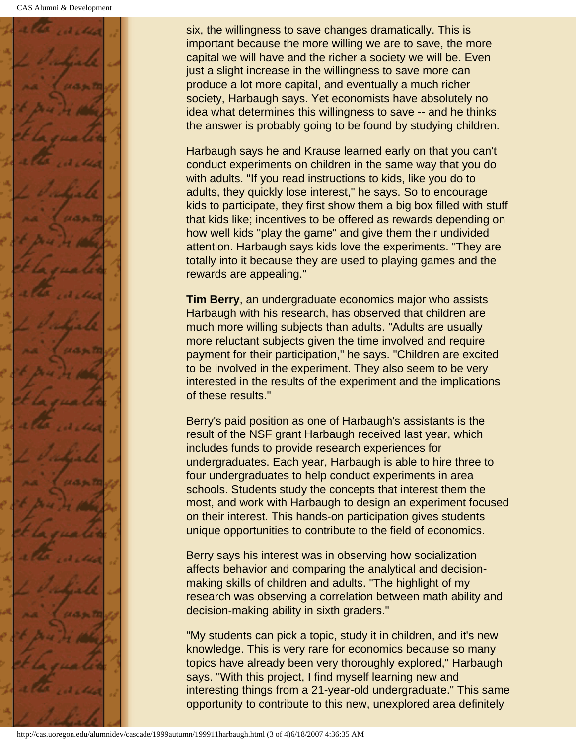six, the willingness to save changes dramatically. This is important because the more willing we are to save, the more capital we will have and the richer a society we will be. Even just a slight increase in the willingness to save more can produce a lot more capital, and eventually a much richer society, Harbaugh says. Yet economists have absolutely no idea what determines this willingness to save -- and he thinks the answer is probably going to be found by studying children.

Harbaugh says he and Krause learned early on that you can't conduct experiments on children in the same way that you do with adults. "If you read instructions to kids, like you do to adults, they quickly lose interest," he says. So to encourage kids to participate, they first show them a big box filled with stuff that kids like; incentives to be offered as rewards depending on how well kids "play the game" and give them their undivided attention. Harbaugh says kids love the experiments. "They are totally into it because they are used to playing games and the rewards are appealing."

**Tim Berry**, an undergraduate economics major who assists Harbaugh with his research, has observed that children are much more willing subjects than adults. "Adults are usually more reluctant subjects given the time involved and require payment for their participation," he says. "Children are excited to be involved in the experiment. They also seem to be very interested in the results of the experiment and the implications of these results."

Berry's paid position as one of Harbaugh's assistants is the result of the NSF grant Harbaugh received last year, which includes funds to provide research experiences for undergraduates. Each year, Harbaugh is able to hire three to four undergraduates to help conduct experiments in area schools. Students study the concepts that interest them the most, and work with Harbaugh to design an experiment focused on their interest. This hands-on participation gives students unique opportunities to contribute to the field of economics.

Berry says his interest was in observing how socialization affects behavior and comparing the analytical and decision-making skills of children and adults. "The highlight of my research was observing a correlation between math ability and decision-making ability in sixth graders."

"My students can pick a topic, study it in children, and it's new knowledge. This is very rare for economics because so many topics have already been very thoroughly explored," Harbaugh says. "With this project, I find myself learning new and interesting things from a 21-year-old undergraduate." This same opportunity to contribute to this new, unexplored area definitely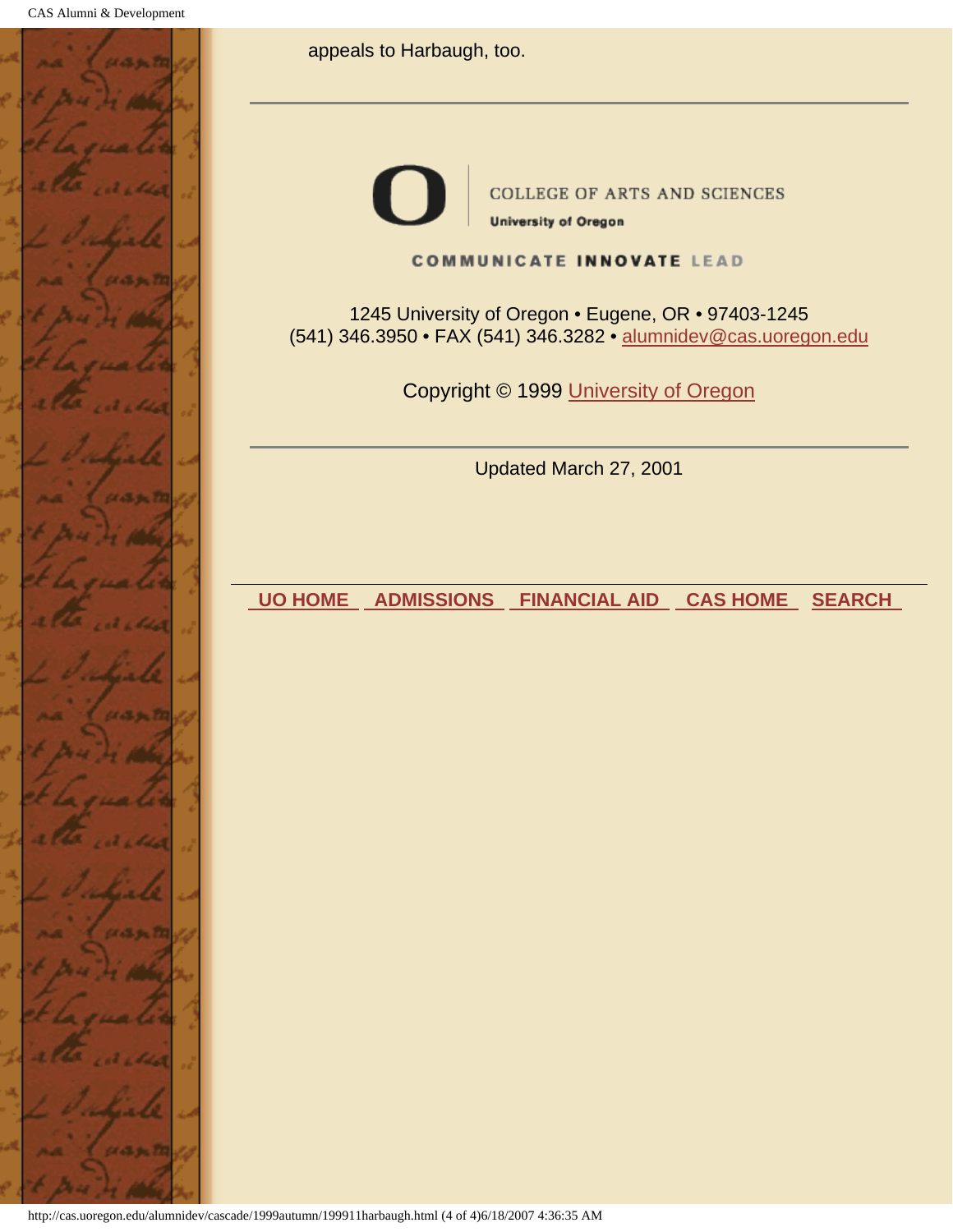appeals to Harbaugh, too.

---

COLLEGE OF ARTS AND SCIENCES

University of Oregon

COMMUNICATE INNOVATE LEAD

1245 University of Oregon • Eugene, OR • 97403-1245
(541) 346.3950 • FAX (541) 346.3282 • alumnidev@cas.uoregon.edu

Copyright © 1999 University of Oregon

---

Updated March 27, 2001

---

**UO HOME** **ADMISSIONS** **FINANCIAL AID** **CAS HOME** **SEARCH**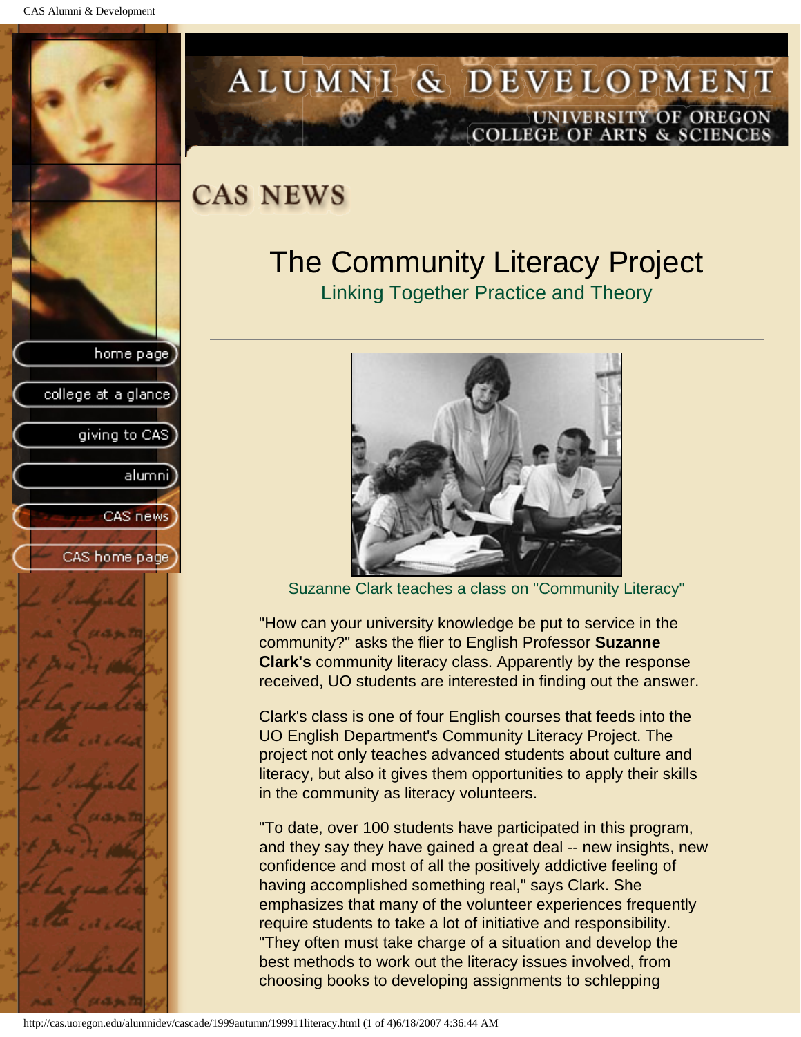# CAS NEWS

## The Community Literacy Project

### Linking Together Practice and Theory

Suzanne Clark teaches a class on "Community Literacy"

"How can your university knowledge be put to service in the community?" asks the flier to English Professor **Suzanne Clark's** community literacy class. Apparently by the response received, UO students are interested in finding out the answer.

Clark's class is one of four English courses that feeds into the UO English Department's Community Literacy Project. The project not only teaches advanced students about culture and literacy, but also it gives them opportunities to apply their skills in the community as literacy volunteers.

"To date, over 100 students have participated in this program, and they say they have gained a great deal -- new insights, new confidence and most of all the positively addictive feeling of having accomplished something real," says Clark. She emphasizes that many of the volunteer experiences frequently require students to take a lot of initiative and responsibility. "They often must take charge of a situation and develop the best methods to work out the literacy issues involved, from choosing books to developing assignments to schlepping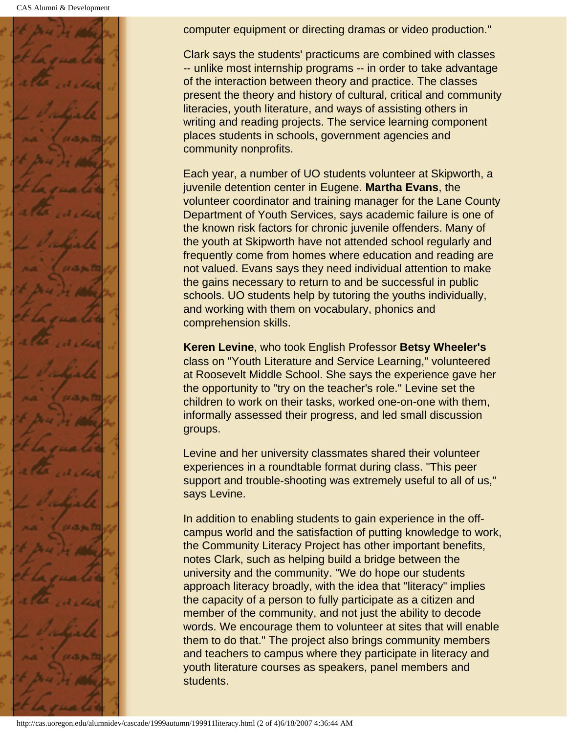computer equipment or directing dramas or video production."

Clark says the students' practicums are combined with classes -- unlike most internship programs -- in order to take advantage of the interaction between theory and practice. The classes present the theory and history of cultural, critical and community literacies, youth literature, and ways of assisting others in writing and reading projects. The service learning component places students in schools, government agencies and community nonprofits.

Each year, a number of UO students volunteer at Skipworth, a juvenile detention center in Eugene. **Martha Evans**, the volunteer coordinator and training manager for the Lane County Department of Youth Services, says academic failure is one of the known risk factors for chronic juvenile offenders. Many of the youth at Skipworth have not attended school regularly and frequently come from homes where education and reading are not valued. Evans says they need individual attention to make the gains necessary to return to and be successful in public schools. UO students help by tutoring the youths individually, and working with them on vocabulary, phonics and comprehension skills.

**Keren Levine**, who took English Professor **Betsy Wheeler's** class on "Youth Literature and Service Learning," volunteered at Roosevelt Middle School. She says the experience gave her the opportunity to "try on the teacher's role." Levine set the children to work on their tasks, worked one-on-one with them, informally assessed their progress, and led small discussion groups.

Levine and her university classmates shared their volunteer experiences in a roundtable format during class. "This peer support and trouble-shooting was extremely useful to all of us," says Levine.

In addition to enabling students to gain experience in the off-campus world and the satisfaction of putting knowledge to work, the Community Literacy Project has other important benefits, notes Clark, such as helping build a bridge between the university and the community. "We do hope our students approach literacy broadly, with the idea that "literacy" implies the capacity of a person to fully participate as a citizen and member of the community, and not just the ability to decode words. We encourage them to volunteer at sites that will enable them to do that." The project also brings community members and teachers to campus where they participate in literacy and youth literature courses as speakers, panel members and students.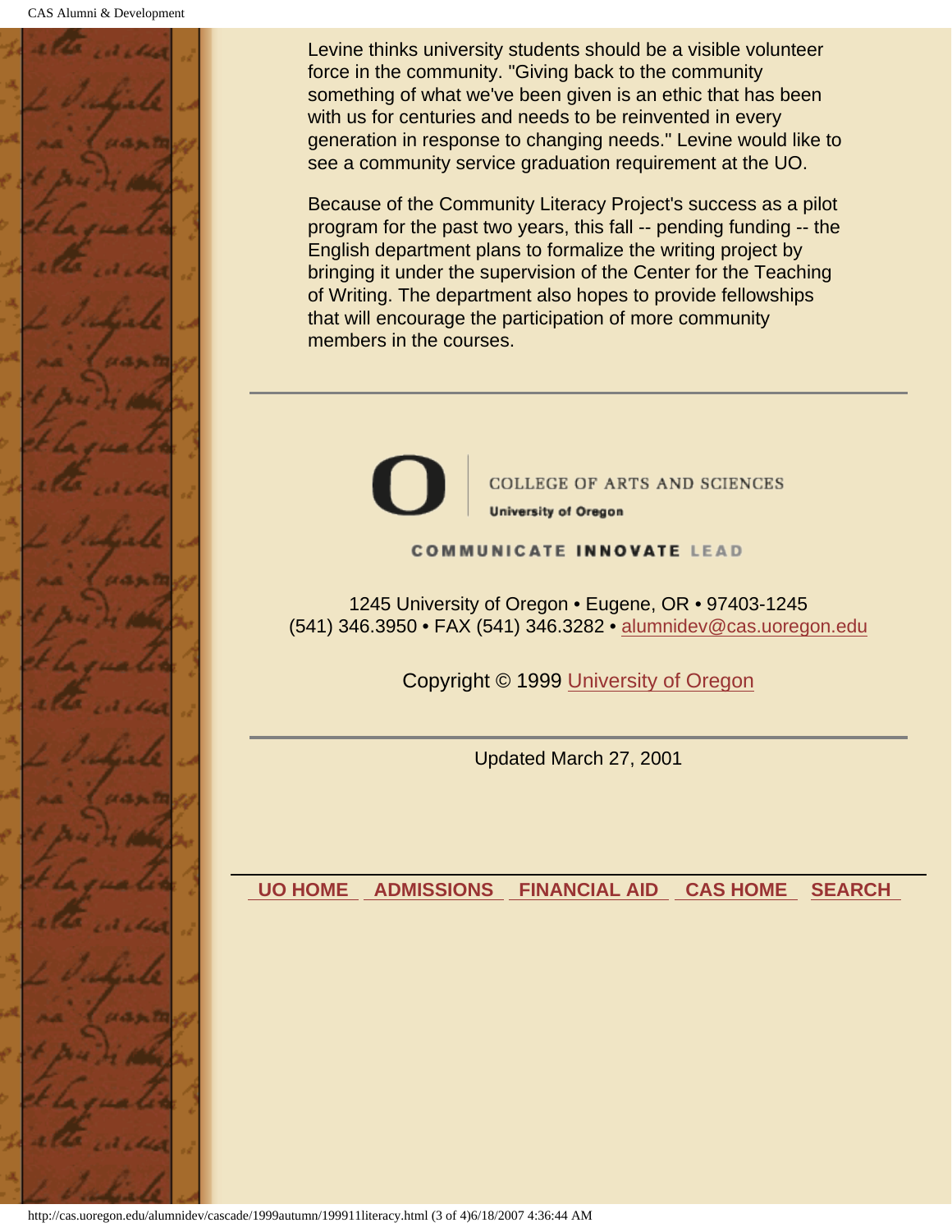Levine thinks university students should be a visible volunteer force in the community. "Giving back to the community something of what we've been given is an ethic that has been with us for centuries and needs to be reinvented in every generation in response to changing needs." Levine would like to see a community service graduation requirement at the UO.

Because of the Community Literacy Project's success as a pilot program for the past two years, this fall -- pending funding -- the English department plans to formalize the writing project by bringing it under the supervision of the Center for the Teaching of Writing. The department also hopes to provide fellowships that will encourage the participation of more community members in the courses.

---

COLLEGE OF ARTS AND SCIENCES
University of Oregon

COMMUNICATE INNOVATE LEAD

1245 University of Oregon • Eugene, OR • 97403-1245
(541) 346.3950 • FAX (541) 346.3282 • alumnidev@cas.uoregon.edu

Copyright © 1999 University of Oregon

---

Updated March 27, 2001

UO HOME | ADMISSIONS | FINANCIAL AID | CAS HOME | SEARCH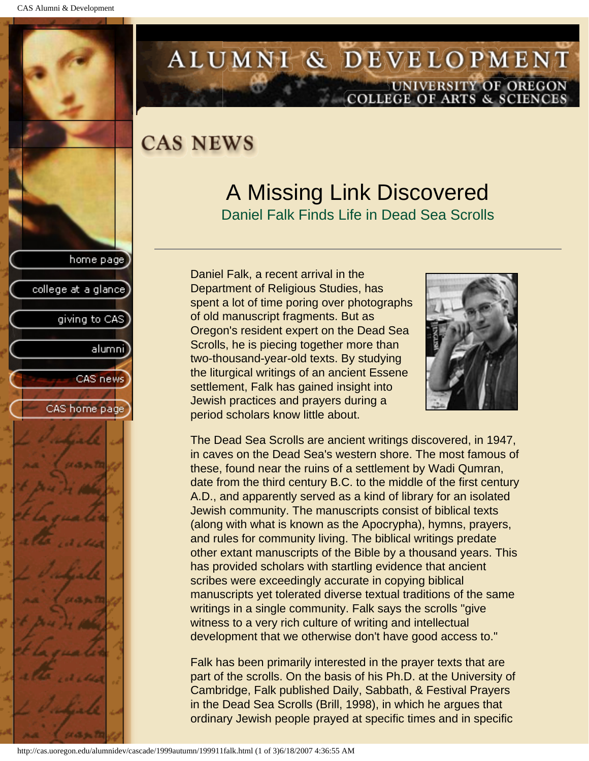# A Missing Link Discovered

## Daniel Falk Finds Life in Dead Sea Scrolls

Daniel Falk, a recent arrival in the Department of Religious Studies, has spent a lot of time poring over photographs of old manuscript fragments. But as Oregon's resident expert on the Dead Sea Scrolls, he is piecing together more than two-thousand-year-old texts. By studying the liturgical writings of an ancient Essene settlement, Falk has gained insight into Jewish practices and prayers during a period scholars know little about.

The Dead Sea Scrolls are ancient writings discovered, in 1947, in caves on the Dead Sea's western shore. The most famous of these, found near the ruins of a settlement by Wadi Qumran, date from the third century B.C. to the middle of the first century A.D., and apparently served as a kind of library for an isolated Jewish community. The manuscripts consist of biblical texts (along with what is known as the Apocrypha), hymns, prayers, and rules for community living. The biblical writings predate other extant manuscripts of the Bible by a thousand years. This has provided scholars with startling evidence that ancient scribes were exceedingly accurate in copying biblical manuscripts yet tolerated diverse textual traditions of the same writings in a single community. Falk says the scrolls "give witness to a very rich culture of writing and intellectual development that we otherwise don't have good access to."

Falk has been primarily interested in the prayer texts that are part of the scrolls. On the basis of his Ph.D. at the University of Cambridge, Falk published Daily, Sabbath, & Festival Prayers in the Dead Sea Scrolls (Brill, 1998), in which he argues that ordinary Jewish people prayed at specific times and in specific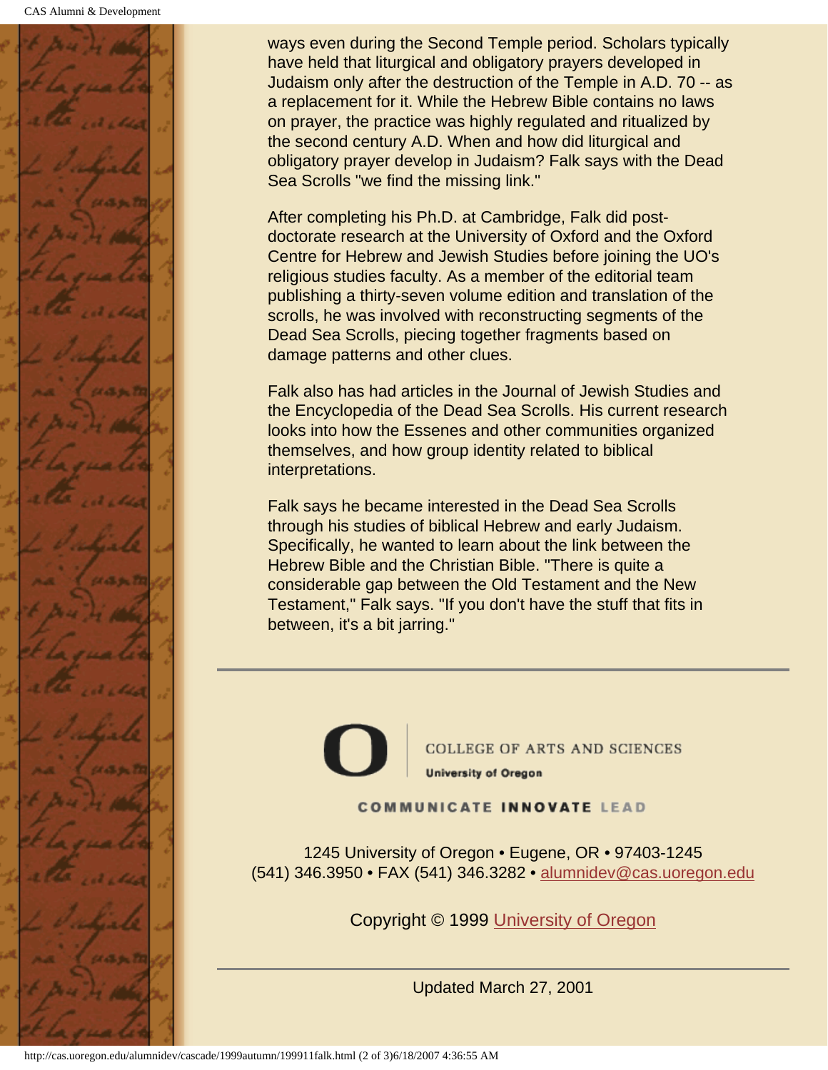ways even during the Second Temple period. Scholars typically have held that liturgical and obligatory prayers developed in Judaism only after the destruction of the Temple in A.D. 70 -- as a replacement for it. While the Hebrew Bible contains no laws on prayer, the practice was highly regulated and ritualized by the second century A.D. When and how did liturgical and obligatory prayer develop in Judaism? Falk says with the Dead Sea Scrolls "we find the missing link."

After completing his Ph.D. at Cambridge, Falk did post-doctorate research at the University of Oxford and the Oxford Centre for Hebrew and Jewish Studies before joining the UO's religious studies faculty. As a member of the editorial team publishing a thirty-seven volume edition and translation of the scrolls, he was involved with reconstructing segments of the Dead Sea Scrolls, piecing together fragments based on damage patterns and other clues.

Falk also has had articles in the Journal of Jewish Studies and the Encyclopedia of the Dead Sea Scrolls. His current research looks into how the Essenes and other communities organized themselves, and how group identity related to biblical interpretations.

Falk says he became interested in the Dead Sea Scrolls through his studies of biblical Hebrew and early Judaism. Specifically, he wanted to learn about the link between the Hebrew Bible and the Christian Bible. "There is quite a considerable gap between the Old Testament and the New Testament," Falk says. "If you don't have the stuff that fits in between, it's a bit jarring."

---

COLLEGE OF ARTS AND SCIENCES
University of Oregon

COMMUNICATE INNOVATE LEAD

1245 University of Oregon • Eugene, OR • 97403-1245
(541) 346.3950 • FAX (541) 346.3282 • alumnidev@cas.uoregon.edu

Copyright © 1999 University of Oregon

---

Updated March 27, 2001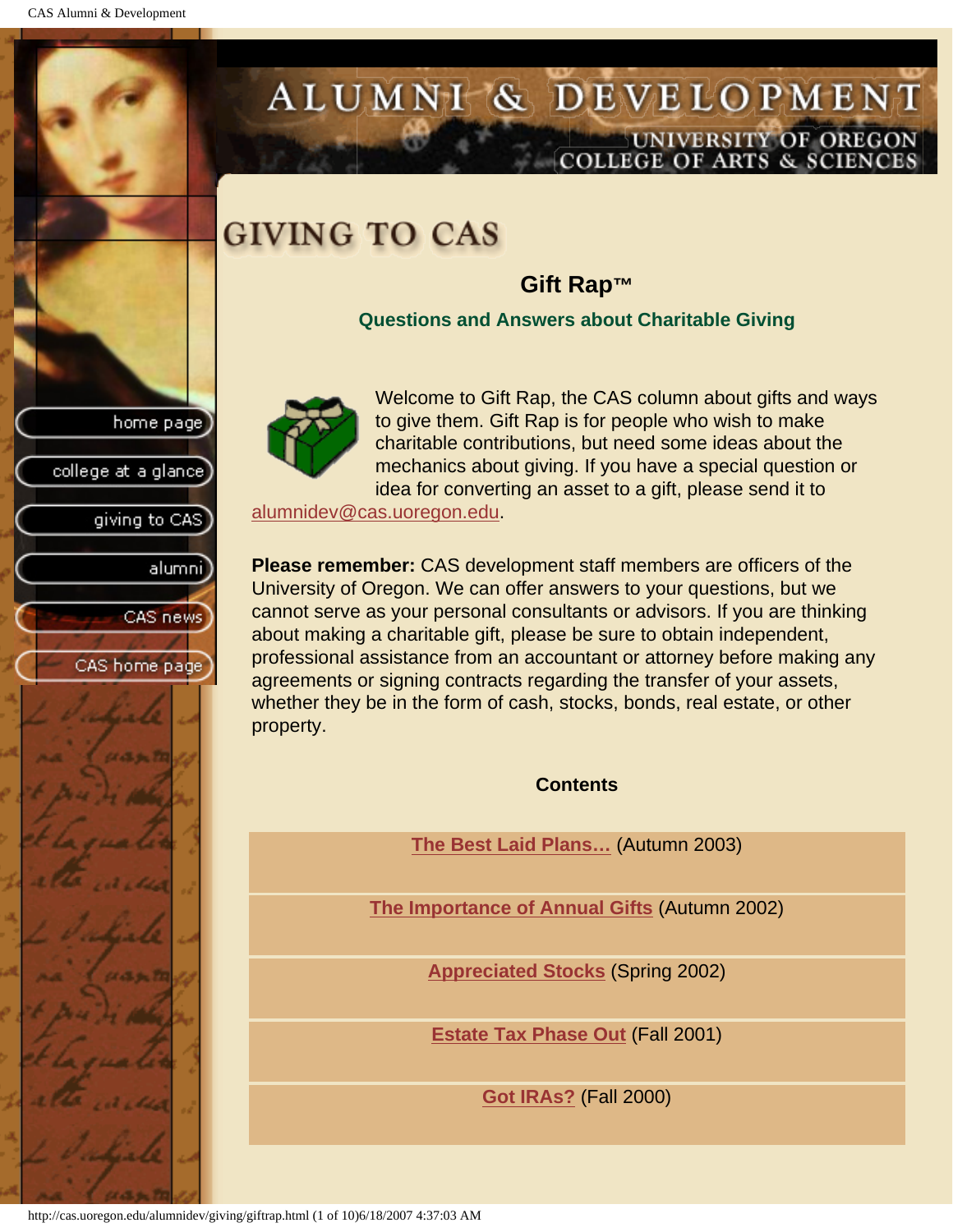# ALUMNI & DEVELOPMENT

UNIVERSITY OF OREGON
COLLEGE OF ARTS & SCIENCES

home page
college at a glance
giving to CAS
alumni
CAS news
CAS home page

## GIVING TO CAS

### Gift Rap™

**Questions and Answers about Charitable Giving**

Welcome to Gift Rap, the CAS column about gifts and ways to give them. Gift Rap is for people who wish to make charitable contributions, but need some ideas about the mechanics about giving. If you have a special question or idea for converting an asset to a gift, please send it to alumnidev@cas.uoregon.edu.

**Please remember:** CAS development staff members are officers of the University of Oregon. We can offer answers to your questions, but we cannot serve as your personal consultants or advisors. If you are thinking about making a charitable gift, please be sure to obtain independent, professional assistance from an accountant or attorney before making any agreements or signing contracts regarding the transfer of your assets, whether they be in the form of cash, stocks, bonds, real estate, or other property.

**Contents**

| |
|---|
| **The Best Laid Plans...** (Autumn 2003) |
| **The Importance of Annual Gifts** (Autumn 2002) |
| **Appreciated Stocks** (Spring 2002) |
| **Estate Tax Phase Out** (Fall 2001) |
| **Got IRAs?** (Fall 2000) |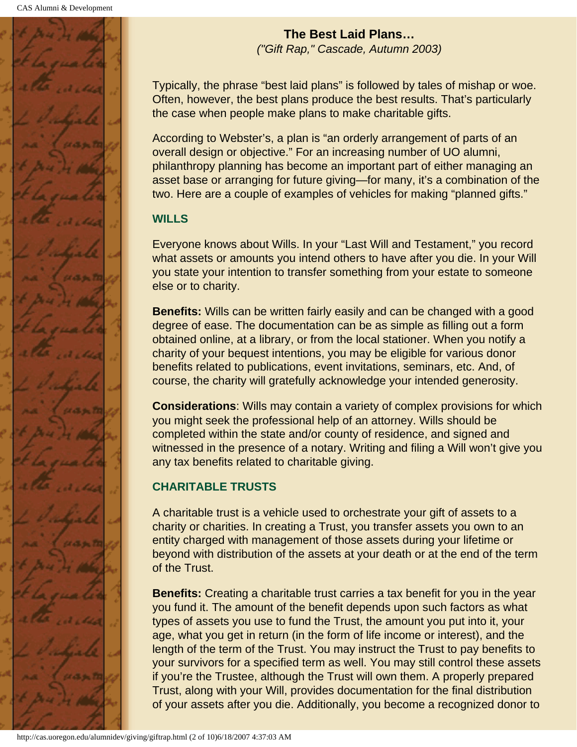## The Best Laid Plans…

*("Gift Rap," Cascade, Autumn 2003)*

Typically, the phrase "best laid plans" is followed by tales of mishap or woe. Often, however, the best plans produce the best results. That's particularly the case when people make plans to make charitable gifts.

According to Webster's, a plan is "an orderly arrangement of parts of an overall design or objective." For an increasing number of UO alumni, philanthropy planning has become an important part of either managing an asset base or arranging for future giving—for many, it's a combination of the two. Here are a couple of examples of vehicles for making "planned gifts."

### WILLS

Everyone knows about Wills. In your "Last Will and Testament," you record what assets or amounts you intend others to have after you die. In your Will you state your intention to transfer something from your estate to someone else or to charity.

**Benefits:** Wills can be written fairly easily and can be changed with a good degree of ease. The documentation can be as simple as filling out a form obtained online, at a library, or from the local stationer. When you notify a charity of your bequest intentions, you may be eligible for various donor benefits related to publications, event invitations, seminars, etc. And, of course, the charity will gratefully acknowledge your intended generosity.

**Considerations**: Wills may contain a variety of complex provisions for which you might seek the professional help of an attorney. Wills should be completed within the state and/or county of residence, and signed and witnessed in the presence of a notary. Writing and filing a Will won't give you any tax benefits related to charitable giving.

### CHARITABLE TRUSTS

A charitable trust is a vehicle used to orchestrate your gift of assets to a charity or charities. In creating a Trust, you transfer assets you own to an entity charged with management of those assets during your lifetime or beyond with distribution of the assets at your death or at the end of the term of the Trust.

**Benefits:** Creating a charitable trust carries a tax benefit for you in the year you fund it. The amount of the benefit depends upon such factors as what types of assets you use to fund the Trust, the amount you put into it, your age, what you get in return (in the form of life income or interest), and the length of the term of the Trust. You may instruct the Trust to pay benefits to your survivors for a specified term as well. You may still control these assets if you're the Trustee, although the Trust will own them. A properly prepared Trust, along with your Will, provides documentation for the final distribution of your assets after you die. Additionally, you become a recognized donor to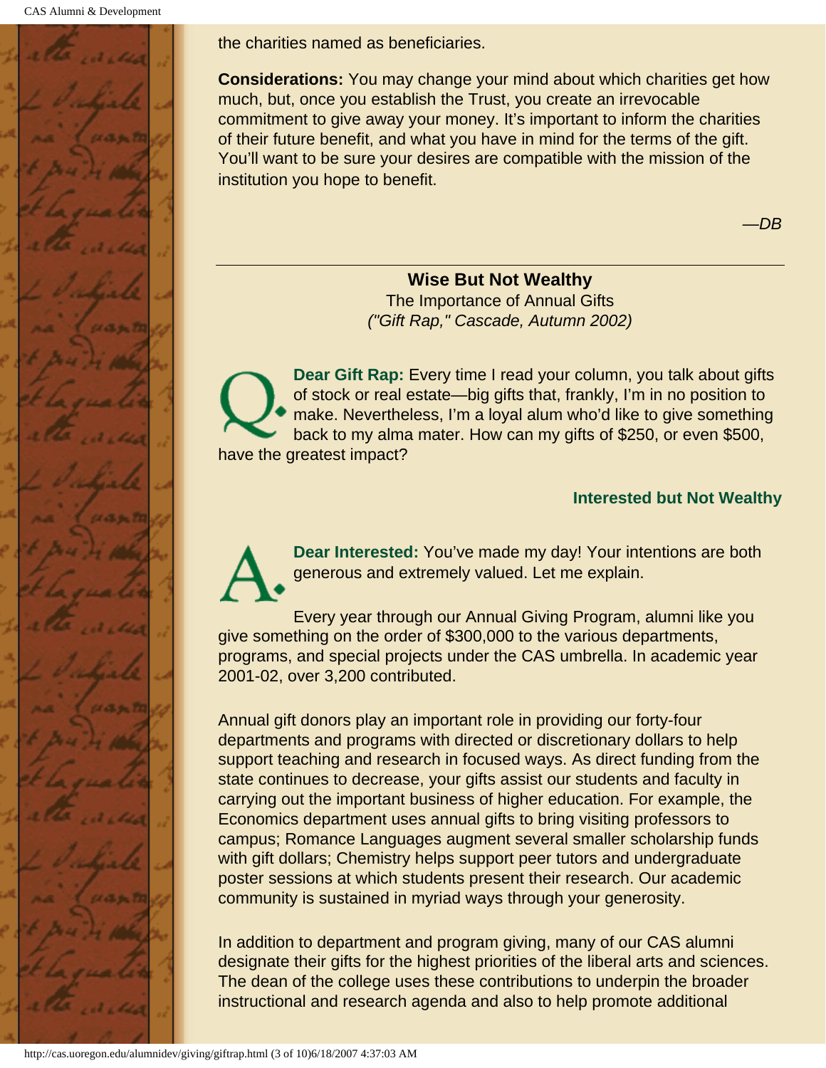the charities named as beneficiaries.

**Considerations:** You may change your mind about which charities get how much, but, once you establish the Trust, you create an irrevocable commitment to give away your money. It's important to inform the charities of their future benefit, and what you have in mind for the terms of the gift. You'll want to be sure your desires are compatible with the mission of the institution you hope to benefit.

*—DB*

---

## Wise But Not Wealthy

The Importance of Annual Gifts
*("Gift Rap," Cascade, Autumn 2002)*

Q. **Dear Gift Rap:** Every time I read your column, you talk about gifts of stock or real estate—big gifts that, frankly, I'm in no position to make. Nevertheless, I'm a loyal alum who'd like to give something back to my alma mater. How can my gifts of $250, or even $500, have the greatest impact?

**Interested but Not Wealthy**

A. **Dear Interested:** You've made my day! Your intentions are both generous and extremely valued. Let me explain.

Every year through our Annual Giving Program, alumni like you give something on the order of $300,000 to the various departments, programs, and special projects under the CAS umbrella. In academic year 2001-02, over 3,200 contributed.

Annual gift donors play an important role in providing our forty-four departments and programs with directed or discretionary dollars to help support teaching and research in focused ways. As direct funding from the state continues to decrease, your gifts assist our students and faculty in carrying out the important business of higher education. For example, the Economics department uses annual gifts to bring visiting professors to campus; Romance Languages augment several smaller scholarship funds with gift dollars; Chemistry helps support peer tutors and undergraduate poster sessions at which students present their research. Our academic community is sustained in myriad ways through your generosity.

In addition to department and program giving, many of our CAS alumni designate their gifts for the highest priorities of the liberal arts and sciences. The dean of the college uses these contributions to underpin the broader instructional and research agenda and also to help promote additional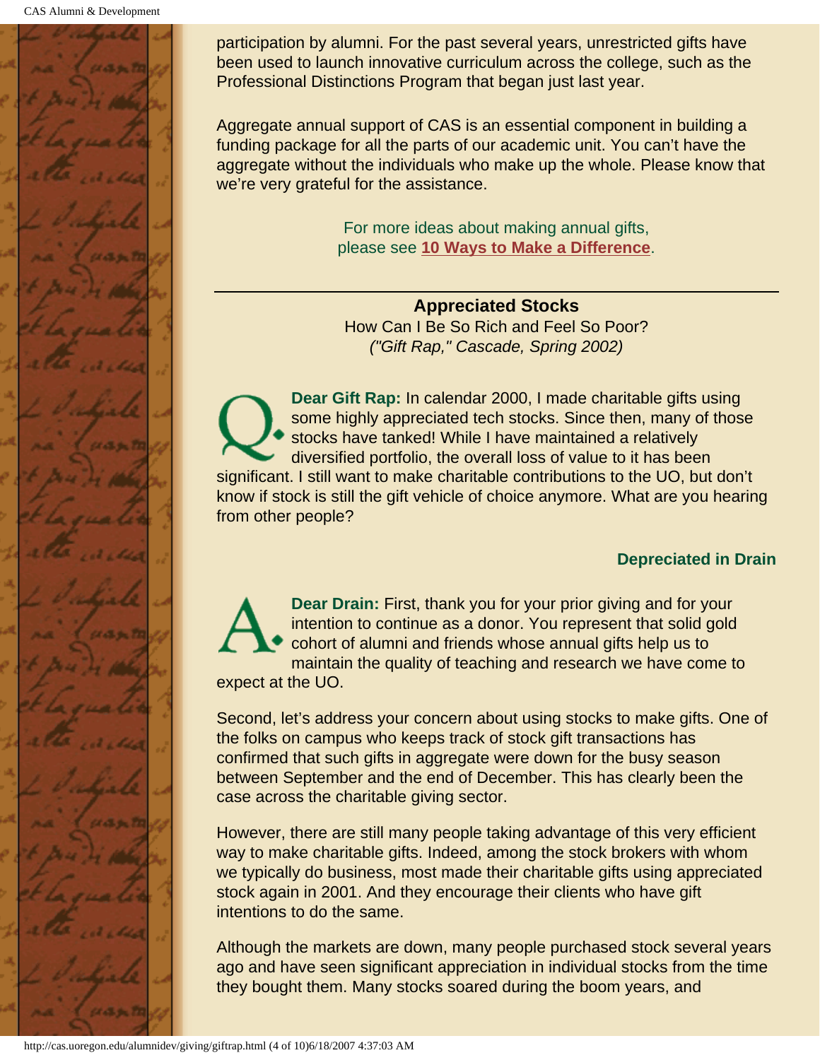participation by alumni. For the past several years, unrestricted gifts have been used to launch innovative curriculum across the college, such as the Professional Distinctions Program that began just last year.

Aggregate annual support of CAS is an essential component in building a funding package for all the parts of our academic unit. You can't have the aggregate without the individuals who make up the whole. Please know that we're very grateful for the assistance.

For more ideas about making annual gifts, please see **10 Ways to Make a Difference**.

---

## Appreciated Stocks

How Can I Be So Rich and Feel So Poor?
*("Gift Rap," Cascade, Spring 2002)*

Q. **Dear Gift Rap:** In calendar 2000, I made charitable gifts using some highly appreciated tech stocks. Since then, many of those stocks have tanked! While I have maintained a relatively diversified portfolio, the overall loss of value to it has been significant. I still want to make charitable contributions to the UO, but don't know if stock is still the gift vehicle of choice anymore. What are you hearing from other people?

**Depreciated in Drain**

A. **Dear Drain:** First, thank you for your prior giving and for your intention to continue as a donor. You represent that solid gold cohort of alumni and friends whose annual gifts help us to maintain the quality of teaching and research we have come to expect at the UO.

Second, let's address your concern about using stocks to make gifts. One of the folks on campus who keeps track of stock gift transactions has confirmed that such gifts in aggregate were down for the busy season between September and the end of December. This has clearly been the case across the charitable giving sector.

However, there are still many people taking advantage of this very efficient way to make charitable gifts. Indeed, among the stock brokers with whom we typically do business, most made their charitable gifts using appreciated stock again in 2001. And they encourage their clients who have gift intentions to do the same.

Although the markets are down, many people purchased stock several years ago and have seen significant appreciation in individual stocks from the time they bought them. Many stocks soared during the boom years, and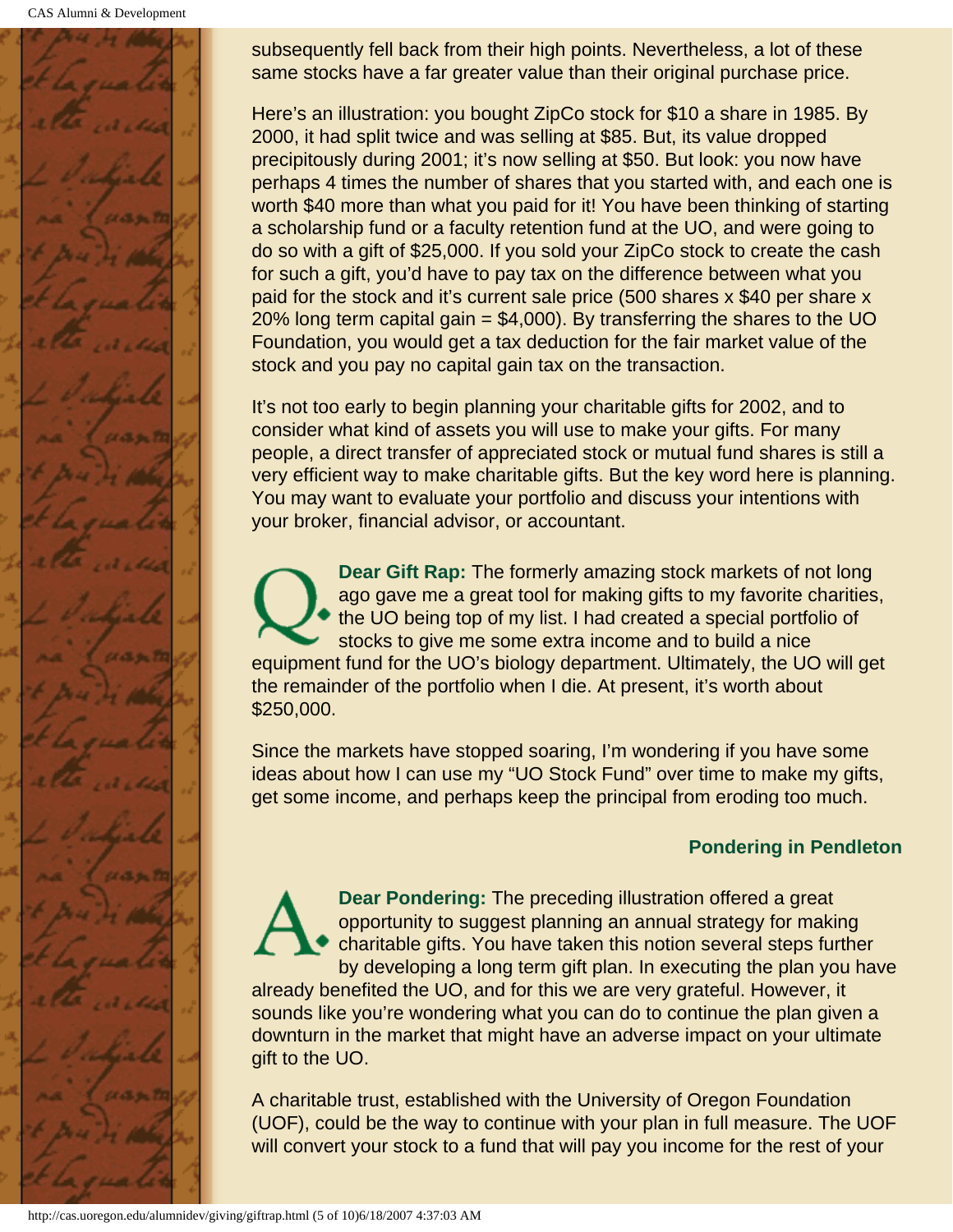subsequently fell back from their high points. Nevertheless, a lot of these same stocks have a far greater value than their original purchase price.

Here's an illustration: you bought ZipCo stock for $10 a share in 1985. By 2000, it had split twice and was selling at $85. But, its value dropped precipitously during 2001; it's now selling at $50. But look: you now have perhaps 4 times the number of shares that you started with, and each one is worth $40 more than what you paid for it! You have been thinking of starting a scholarship fund or a faculty retention fund at the UO, and were going to do so with a gift of $25,000. If you sold your ZipCo stock to create the cash for such a gift, you'd have to pay tax on the difference between what you paid for the stock and it's current sale price (500 shares x $40 per share x 20% long term capital gain = $4,000). By transferring the shares to the UO Foundation, you would get a tax deduction for the fair market value of the stock and you pay no capital gain tax on the transaction.

It's not too early to begin planning your charitable gifts for 2002, and to consider what kind of assets you will use to make your gifts. For many people, a direct transfer of appreciated stock or mutual fund shares is still a very efficient way to make charitable gifts. But the key word here is planning. You may want to evaluate your portfolio and discuss your intentions with your broker, financial advisor, or accountant.

Q. **Dear Gift Rap:** The formerly amazing stock markets of not long ago gave me a great tool for making gifts to my favorite charities, the UO being top of my list. I had created a special portfolio of stocks to give me some extra income and to build a nice equipment fund for the UO's biology department. Ultimately, the UO will get the remainder of the portfolio when I die. At present, it's worth about $250,000.

Since the markets have stopped soaring, I'm wondering if you have some ideas about how I can use my "UO Stock Fund" over time to make my gifts, get some income, and perhaps keep the principal from eroding too much.

**Pondering in Pendleton**

A. **Dear Pondering:** The preceding illustration offered a great opportunity to suggest planning an annual strategy for making charitable gifts. You have taken this notion several steps further by developing a long term gift plan. In executing the plan you have already benefited the UO, and for this we are very grateful. However, it sounds like you're wondering what you can do to continue the plan given a downturn in the market that might have an adverse impact on your ultimate gift to the UO.

A charitable trust, established with the University of Oregon Foundation (UOF), could be the way to continue with your plan in full measure. The UOF will convert your stock to a fund that will pay you income for the rest of your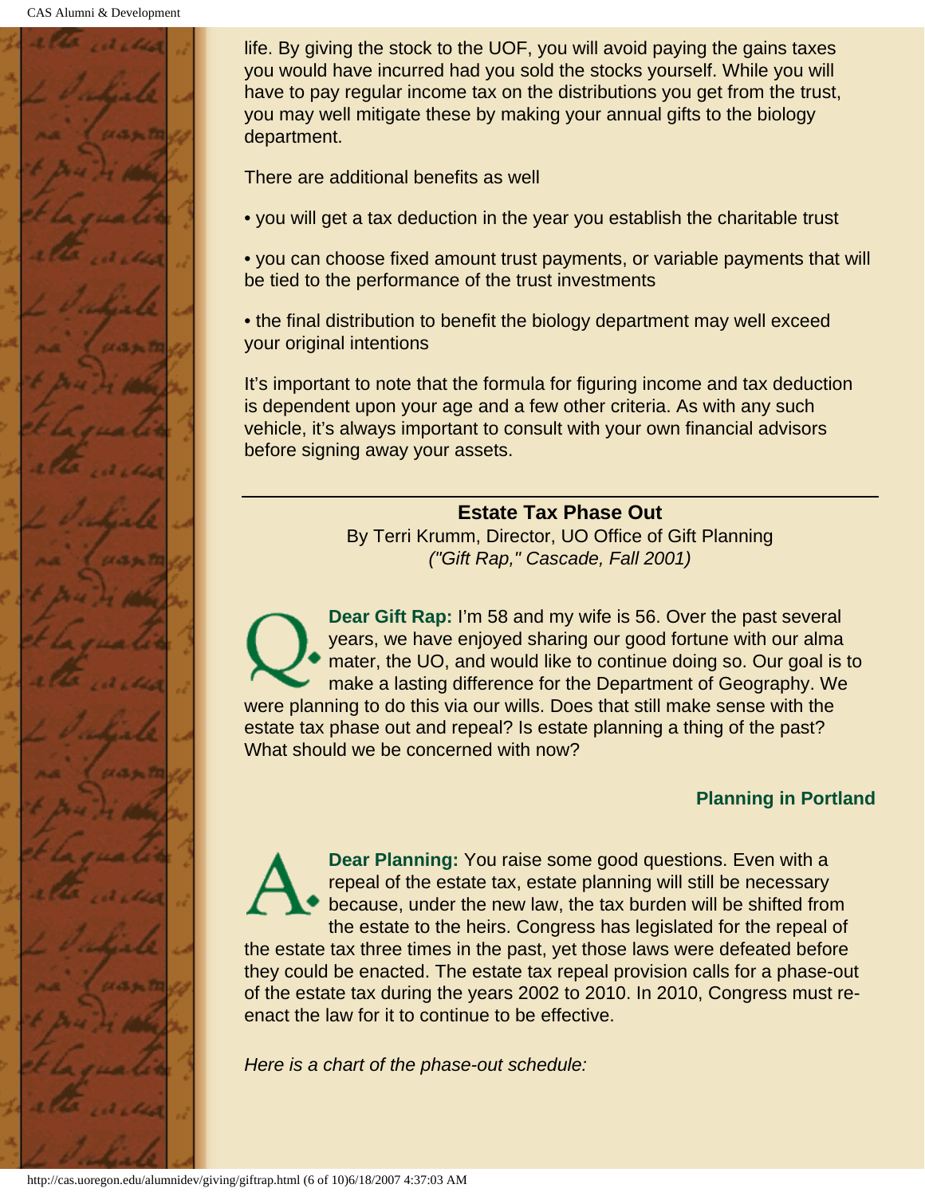life. By giving the stock to the UOF, you will avoid paying the gains taxes you would have incurred had you sold the stocks yourself. While you will have to pay regular income tax on the distributions you get from the trust, you may well mitigate these by making your annual gifts to the biology department.

There are additional benefits as well

- you will get a tax deduction in the year you establish the charitable trust
- you can choose fixed amount trust payments, or variable payments that will be tied to the performance of the trust investments
- the final distribution to benefit the biology department may well exceed your original intentions

It's important to note that the formula for figuring income and tax deduction is dependent upon your age and a few other criteria. As with any such vehicle, it's always important to consult with your own financial advisors before signing away your assets.

---

## Estate Tax Phase Out

By Terri Krumm, Director, UO Office of Gift Planning
*("Gift Rap," Cascade, Fall 2001)*

**Q. Dear Gift Rap:** I'm 58 and my wife is 56. Over the past several years, we have enjoyed sharing our good fortune with our alma mater, the UO, and would like to continue doing so. Our goal is to make a lasting difference for the Department of Geography. We were planning to do this via our wills. Does that still make sense with the estate tax phase out and repeal? Is estate planning a thing of the past? What should we be concerned with now?

**Planning in Portland**

**A. Dear Planning:** You raise some good questions. Even with a repeal of the estate tax, estate planning will still be necessary because, under the new law, the tax burden will be shifted from the estate to the heirs. Congress has legislated for the repeal of the estate tax three times in the past, yet those laws were defeated before they could be enacted. The estate tax repeal provision calls for a phase-out of the estate tax during the years 2002 to 2010. In 2010, Congress must re-enact the law for it to continue to be effective.

*Here is a chart of the phase-out schedule:*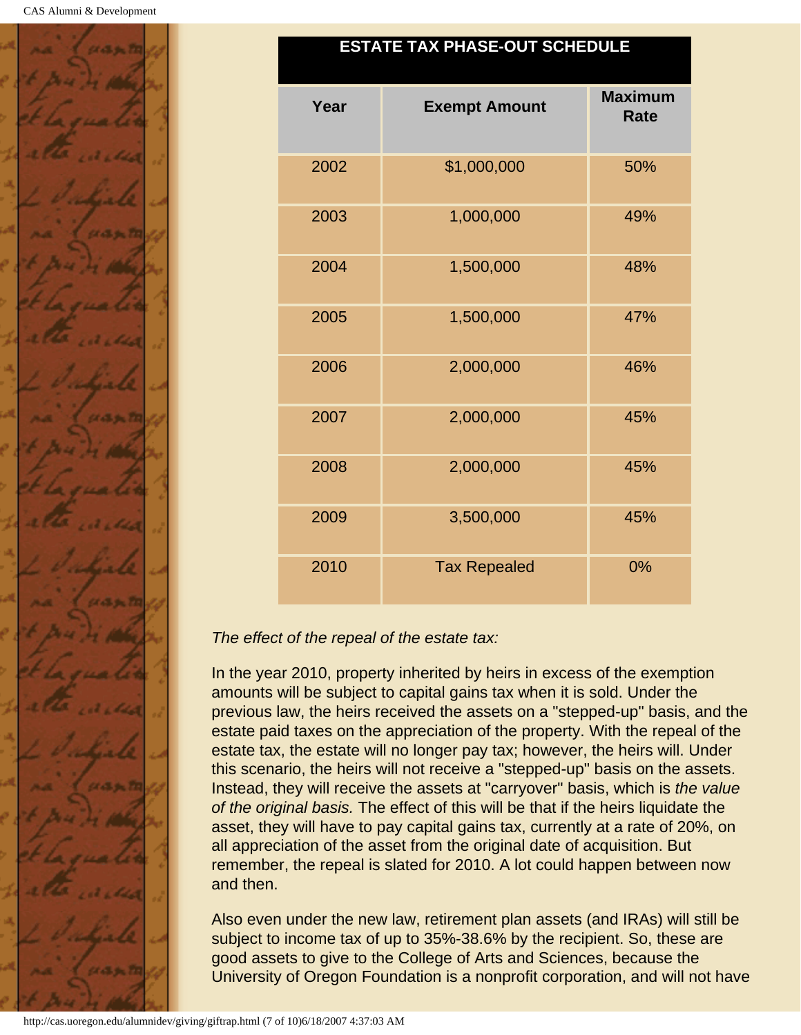| ESTATE TAX PHASE-OUT SCHEDULE | | |
|---|---|---|
| **Year** | **Exempt Amount** | **Maximum Rate** |
| 2002 | $1,000,000 | 50% |
| 2003 | 1,000,000 | 49% |
| 2004 | 1,500,000 | 48% |
| 2005 | 1,500,000 | 47% |
| 2006 | 2,000,000 | 46% |
| 2007 | 2,000,000 | 45% |
| 2008 | 2,000,000 | 45% |
| 2009 | 3,500,000 | 45% |
| 2010 | Tax Repealed | 0% |

*The effect of the repeal of the estate tax:*

In the year 2010, property inherited by heirs in excess of the exemption amounts will be subject to capital gains tax when it is sold. Under the previous law, the heirs received the assets on a "stepped-up" basis, and the estate paid taxes on the appreciation of the property. With the repeal of the estate tax, the estate will no longer pay tax; however, the heirs will. Under this scenario, the heirs will not receive a "stepped-up" basis on the assets. Instead, they will receive the assets at "carryover" basis, which is *the value of the original basis.* The effect of this will be that if the heirs liquidate the asset, they will have to pay capital gains tax, currently at a rate of 20%, on all appreciation of the asset from the original date of acquisition. But remember, the repeal is slated for 2010. A lot could happen between now and then.

Also even under the new law, retirement plan assets (and IRAs) will still be subject to income tax of up to 35%-38.6% by the recipient. So, these are good assets to give to the College of Arts and Sciences, because the University of Oregon Foundation is a nonprofit corporation, and will not have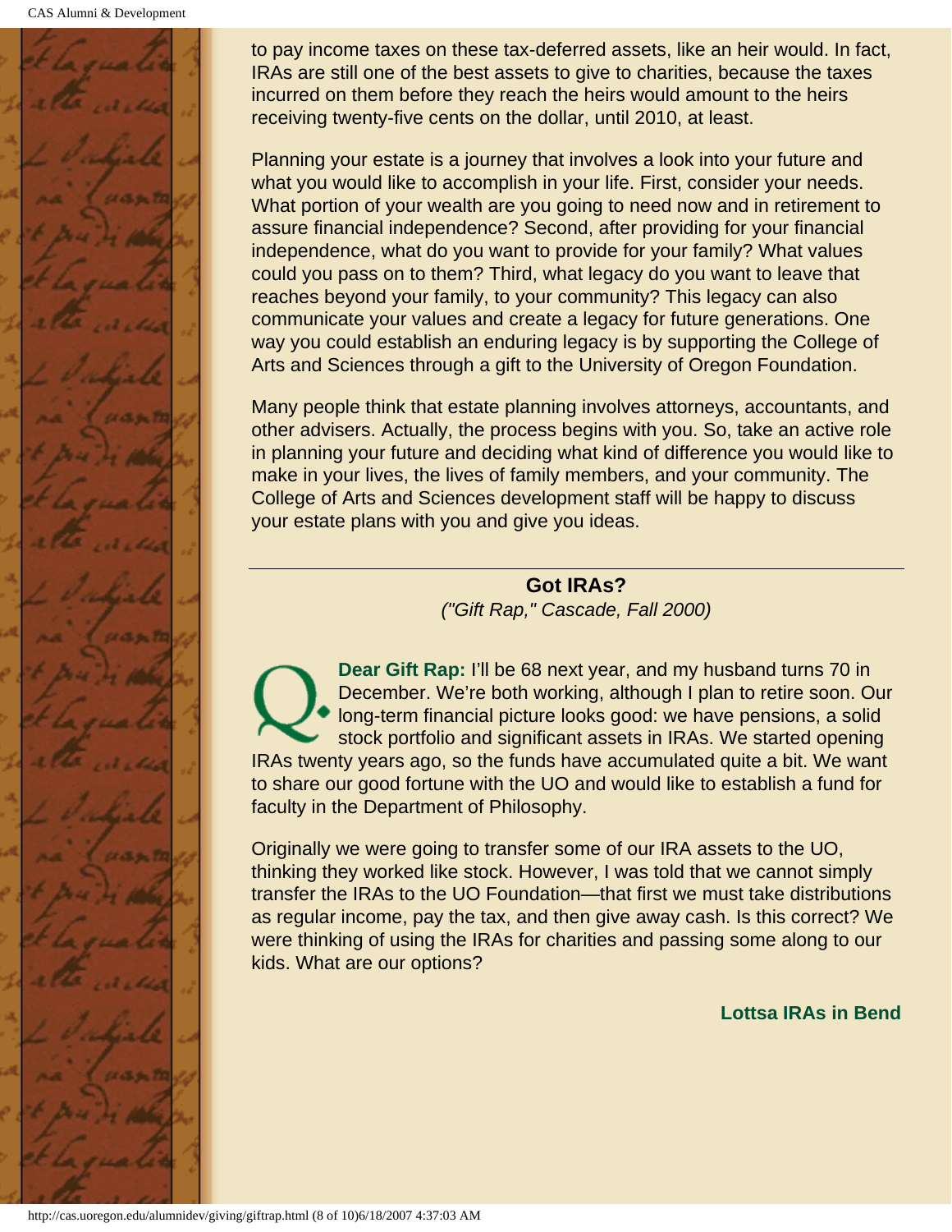to pay income taxes on these tax-deferred assets, like an heir would. In fact, IRAs are still one of the best assets to give to charities, because the taxes incurred on them before they reach the heirs would amount to the heirs receiving twenty-five cents on the dollar, until 2010, at least.

Planning your estate is a journey that involves a look into your future and what you would like to accomplish in your life. First, consider your needs. What portion of your wealth are you going to need now and in retirement to assure financial independence? Second, after providing for your financial independence, what do you want to provide for your family? What values could you pass on to them? Third, what legacy do you want to leave that reaches beyond your family, to your community? This legacy can also communicate your values and create a legacy for future generations. One way you could establish an enduring legacy is by supporting the College of Arts and Sciences through a gift to the University of Oregon Foundation.

Many people think that estate planning involves attorneys, accountants, and other advisers. Actually, the process begins with you. So, take an active role in planning your future and deciding what kind of difference you would like to make in your lives, the lives of family members, and your community. The College of Arts and Sciences development staff will be happy to discuss your estate plans with you and give you ideas.

---

## Got IRAs?

*("Gift Rap," Cascade, Fall 2000)*

Q. **Dear Gift Rap:** I'll be 68 next year, and my husband turns 70 in December. We're both working, although I plan to retire soon. Our long-term financial picture looks good: we have pensions, a solid stock portfolio and significant assets in IRAs. We started opening IRAs twenty years ago, so the funds have accumulated quite a bit. We want to share our good fortune with the UO and would like to establish a fund for faculty in the Department of Philosophy.

Originally we were going to transfer some of our IRA assets to the UO, thinking they worked like stock. However, I was told that we cannot simply transfer the IRAs to the UO Foundation—that first we must take distributions as regular income, pay the tax, and then give away cash. Is this correct? We were thinking of using the IRAs for charities and passing some along to our kids. What are our options?

**Lottsa IRAs in Bend**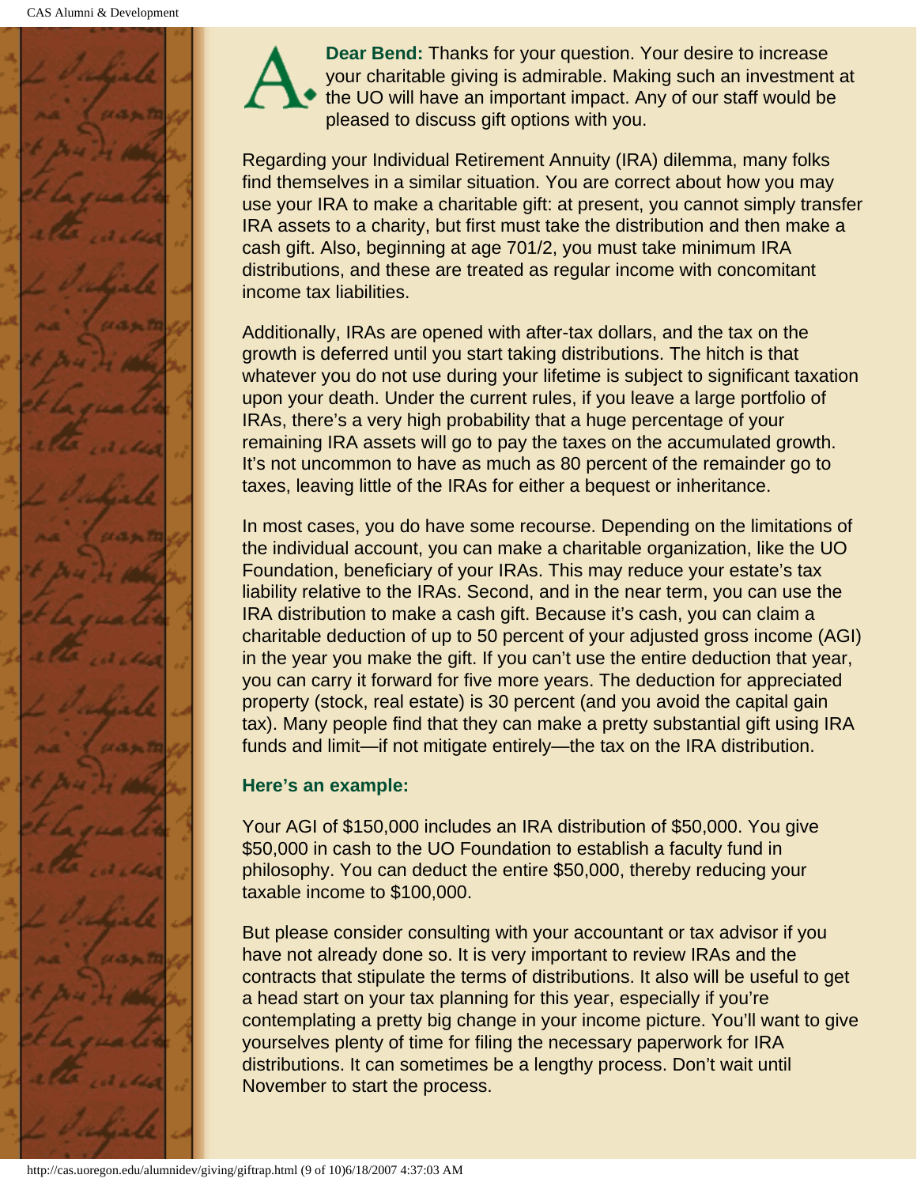A. **Dear Bend:** Thanks for your question. Your desire to increase your charitable giving is admirable. Making such an investment at the UO will have an important impact. Any of our staff would be pleased to discuss gift options with you.

Regarding your Individual Retirement Annuity (IRA) dilemma, many folks find themselves in a similar situation. You are correct about how you may use your IRA to make a charitable gift: at present, you cannot simply transfer IRA assets to a charity, but first must take the distribution and then make a cash gift. Also, beginning at age 701/2, you must take minimum IRA distributions, and these are treated as regular income with concomitant income tax liabilities.

Additionally, IRAs are opened with after-tax dollars, and the tax on the growth is deferred until you start taking distributions. The hitch is that whatever you do not use during your lifetime is subject to significant taxation upon your death. Under the current rules, if you leave a large portfolio of IRAs, there's a very high probability that a huge percentage of your remaining IRA assets will go to pay the taxes on the accumulated growth. It's not uncommon to have as much as 80 percent of the remainder go to taxes, leaving little of the IRAs for either a bequest or inheritance.

In most cases, you do have some recourse. Depending on the limitations of the individual account, you can make a charitable organization, like the UO Foundation, beneficiary of your IRAs. This may reduce your estate's tax liability relative to the IRAs. Second, and in the near term, you can use the IRA distribution to make a cash gift. Because it's cash, you can claim a charitable deduction of up to 50 percent of your adjusted gross income (AGI) in the year you make the gift. If you can't use the entire deduction that year, you can carry it forward for five more years. The deduction for appreciated property (stock, real estate) is 30 percent (and you avoid the capital gain tax). Many people find that they can make a pretty substantial gift using IRA funds and limit—if not mitigate entirely—the tax on the IRA distribution.

**Here's an example:**

Your AGI of $150,000 includes an IRA distribution of $50,000. You give $50,000 in cash to the UO Foundation to establish a faculty fund in philosophy. You can deduct the entire $50,000, thereby reducing your taxable income to $100,000.

But please consider consulting with your accountant or tax advisor if you have not already done so. It is very important to review IRAs and the contracts that stipulate the terms of distributions. It also will be useful to get a head start on your tax planning for this year, especially if you're contemplating a pretty big change in your income picture. You'll want to give yourselves plenty of time for filing the necessary paperwork for IRA distributions. It can sometimes be a lengthy process. Don't wait until November to start the process.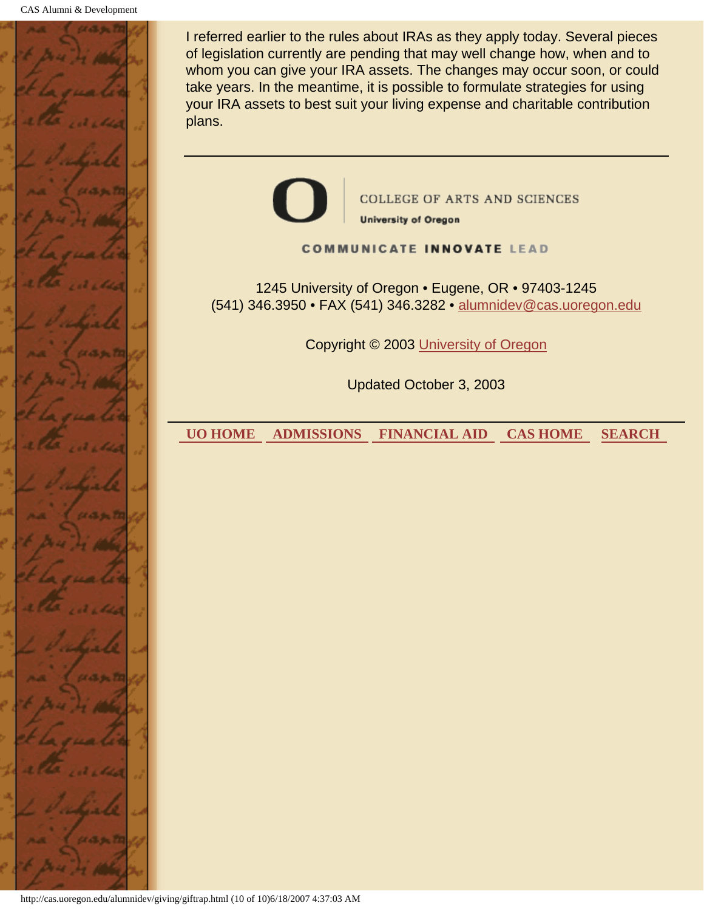I referred earlier to the rules about IRAs as they apply today. Several pieces of legislation currently are pending that may well change how, when and to whom you can give your IRA assets. The changes may occur soon, or could take years. In the meantime, it is possible to formulate strategies for using your IRA assets to best suit your living expense and charitable contribution plans.

---

COLLEGE OF ARTS AND SCIENCES
University of Oregon

COMMUNICATE INNOVATE LEAD

1245 University of Oregon • Eugene, OR • 97403-1245
(541) 346.3950 • FAX (541) 346.3282 • alumnidev@cas.uoregon.edu

Copyright © 2003 University of Oregon

Updated October 3, 2003

---

UO HOME ADMISSIONS FINANCIAL AID CAS HOME SEARCH